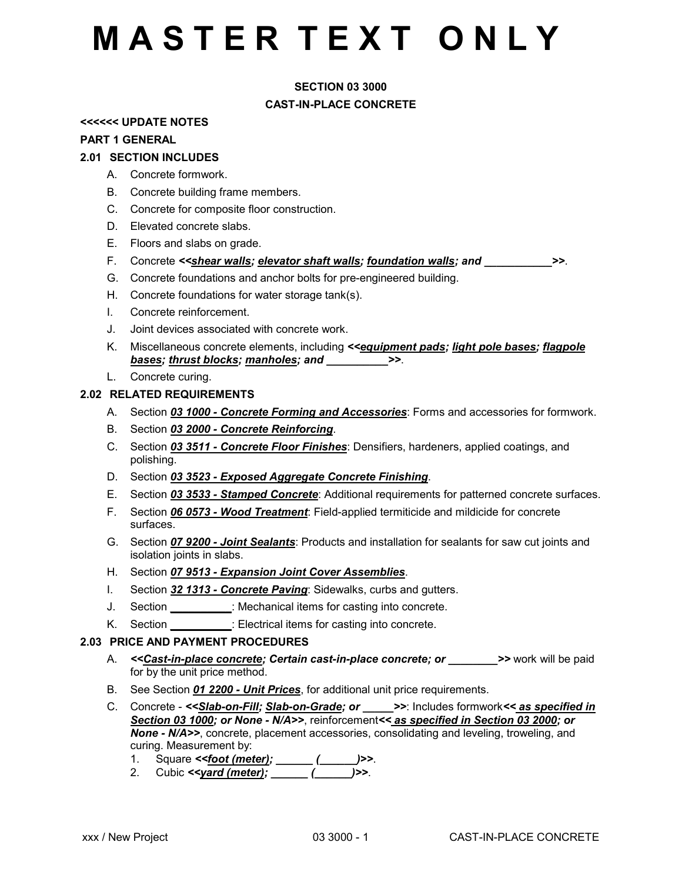# M A S T E R T E X T O N L Y

**SECTION 03 3000**

**CAST-IN-PLACE CONCRETE**

**<<<<<< UPDATE NOTES**

## PART 1 GENERAL

### 2.01 SECTION INCLUDES

A. Concrete formwork.

B. Concrete building frame members.

C. Concrete for composite floor construction.

D. Elevated concrete slabs.

E. Floors and slabs on grade.

F. Concrete ***<<shear walls; elevator shaft walls; foundation walls; and ___________>>***.

G. Concrete foundations and anchor bolts for pre-engineered building.

H. Concrete foundations for water storage tank(s).

I. Concrete reinforcement.

J. Joint devices associated with concrete work.

K. Miscellaneous concrete elements, including ***<<equipment pads; light pole bases; flagpole bases; thrust blocks; manholes; and __________>>***.

L. Concrete curing.

### 2.02 RELATED REQUIREMENTS

A. Section ***03 1000 - Concrete Forming and Accessories***: Forms and accessories for formwork.

B. Section ***03 2000 - Concrete Reinforcing***.

C. Section ***03 3511 - Concrete Floor Finishes***: Densifiers, hardeners, applied coatings, and polishing.

D. Section ***03 3523 - Exposed Aggregate Concrete Finishing***.

E. Section ***03 3533 - Stamped Concrete***: Additional requirements for patterned concrete surfaces.

F. Section ***06 0573 - Wood Treatment***: Field-applied termiticide and mildicide for concrete surfaces.

G. Section ***07 9200 - Joint Sealants***: Products and installation for sealants for saw cut joints and isolation joints in slabs.

H. Section ***07 9513 - Expansion Joint Cover Assemblies***.

I. Section ***32 1313 - Concrete Paving***: Sidewalks, curbs and gutters.

J. Section **__________**: Mechanical items for casting into concrete.

K. Section **__________**: Electrical items for casting into concrete.

### 2.03 PRICE AND PAYMENT PROCEDURES

A. ***<<Cast-in-place concrete; Certain cast-in-place concrete; or ________>>*** work will be paid for by the unit price method.

B. See Section ***01 2200 - Unit Prices***, for additional unit price requirements.

C. Concrete - ***<<Slab-on-Fill; Slab-on-Grade; or _____>>***: Includes formwork***<< as specified in Section 03 1000; or None - N/A>>***, reinforcement***<< as specified in Section 03 2000; or None - N/A>>***, concrete, placement accessories, consolidating and leveling, troweling, and curing. Measurement by:

1. Square ***<<foot (meter); ______ (______)>>***.
2. Cubic ***<<yard (meter); ______ (______)>>***.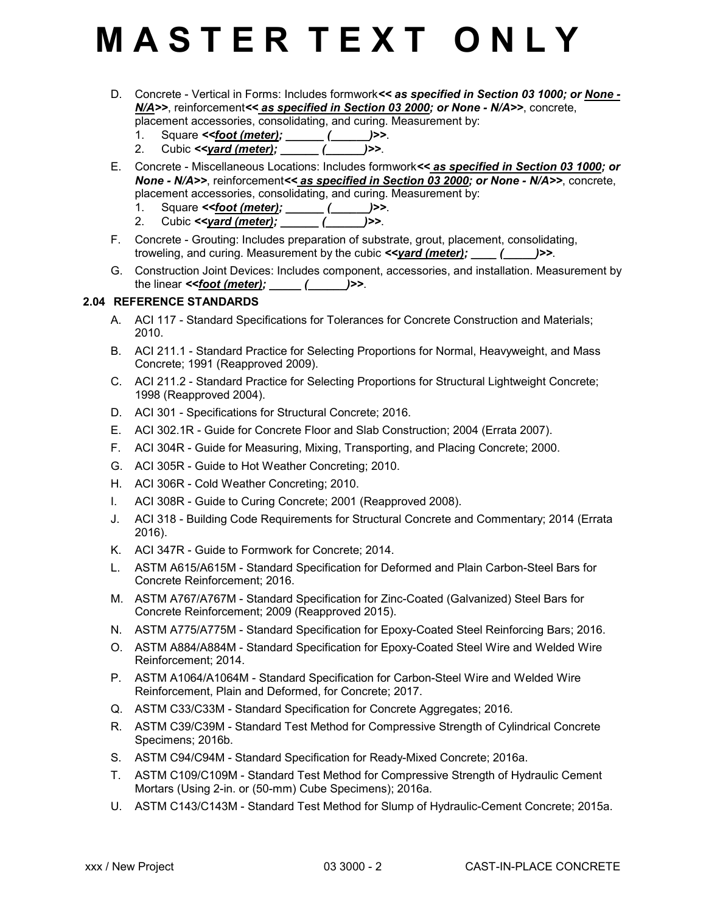# M A S T E R T E X T O N L Y

D. Concrete - Vertical in Forms: Includes formwork***<< as specified in Section 03 1000; or <u>None - N/A</u>>>***, reinforcement***<< <u>as specified in Section 03 2000</u>; or None - N/A>>***, concrete, placement accessories, consolidating, and curing. Measurement by:

1. Square ***<<<u>foot (meter)</u>; ______ (______)>>***.
2. Cubic ***<<<u>yard (meter)</u>; ______ (______)>>***.

E. Concrete - Miscellaneous Locations: Includes formwork***<< <u>as specified in Section 03 1000</u>; or None - N/A>>***, reinforcement***<< <u>as specified in Section 03 2000</u>; or None - N/A>>***, concrete, placement accessories, consolidating, and curing. Measurement by:

1. Square ***<<<u>foot (meter)</u>; ______ (______)>>***.
2. Cubic ***<<<u>yard (meter)</u>; ______ (______)>>***.

F. Concrete - Grouting: Includes preparation of substrate, grout, placement, consolidating, troweling, and curing. Measurement by the cubic ***<<<u>yard (meter)</u>; ____ (_____)>>***.

G. Construction Joint Devices: Includes component, accessories, and installation. Measurement by the linear ***<<<u>foot (meter)</u>; _____ (______)>>***.

## 2.04 REFERENCE STANDARDS

A. ACI 117 - Standard Specifications for Tolerances for Concrete Construction and Materials; 2010.

B. ACI 211.1 - Standard Practice for Selecting Proportions for Normal, Heavyweight, and Mass Concrete; 1991 (Reapproved 2009).

C. ACI 211.2 - Standard Practice for Selecting Proportions for Structural Lightweight Concrete; 1998 (Reapproved 2004).

D. ACI 301 - Specifications for Structural Concrete; 2016.

E. ACI 302.1R - Guide for Concrete Floor and Slab Construction; 2004 (Errata 2007).

F. ACI 304R - Guide for Measuring, Mixing, Transporting, and Placing Concrete; 2000.

G. ACI 305R - Guide to Hot Weather Concreting; 2010.

H. ACI 306R - Cold Weather Concreting; 2010.

I. ACI 308R - Guide to Curing Concrete; 2001 (Reapproved 2008).

J. ACI 318 - Building Code Requirements for Structural Concrete and Commentary; 2014 (Errata 2016).

K. ACI 347R - Guide to Formwork for Concrete; 2014.

L. ASTM A615/A615M - Standard Specification for Deformed and Plain Carbon-Steel Bars for Concrete Reinforcement; 2016.

M. ASTM A767/A767M - Standard Specification for Zinc-Coated (Galvanized) Steel Bars for Concrete Reinforcement; 2009 (Reapproved 2015).

N. ASTM A775/A775M - Standard Specification for Epoxy-Coated Steel Reinforcing Bars; 2016.

O. ASTM A884/A884M - Standard Specification for Epoxy-Coated Steel Wire and Welded Wire Reinforcement; 2014.

P. ASTM A1064/A1064M - Standard Specification for Carbon-Steel Wire and Welded Wire Reinforcement, Plain and Deformed, for Concrete; 2017.

Q. ASTM C33/C33M - Standard Specification for Concrete Aggregates; 2016.

R. ASTM C39/C39M - Standard Test Method for Compressive Strength of Cylindrical Concrete Specimens; 2016b.

S. ASTM C94/C94M - Standard Specification for Ready-Mixed Concrete; 2016a.

T. ASTM C109/C109M - Standard Test Method for Compressive Strength of Hydraulic Cement Mortars (Using 2-in. or (50-mm) Cube Specimens); 2016a.

U. ASTM C143/C143M - Standard Test Method for Slump of Hydraulic-Cement Concrete; 2015a.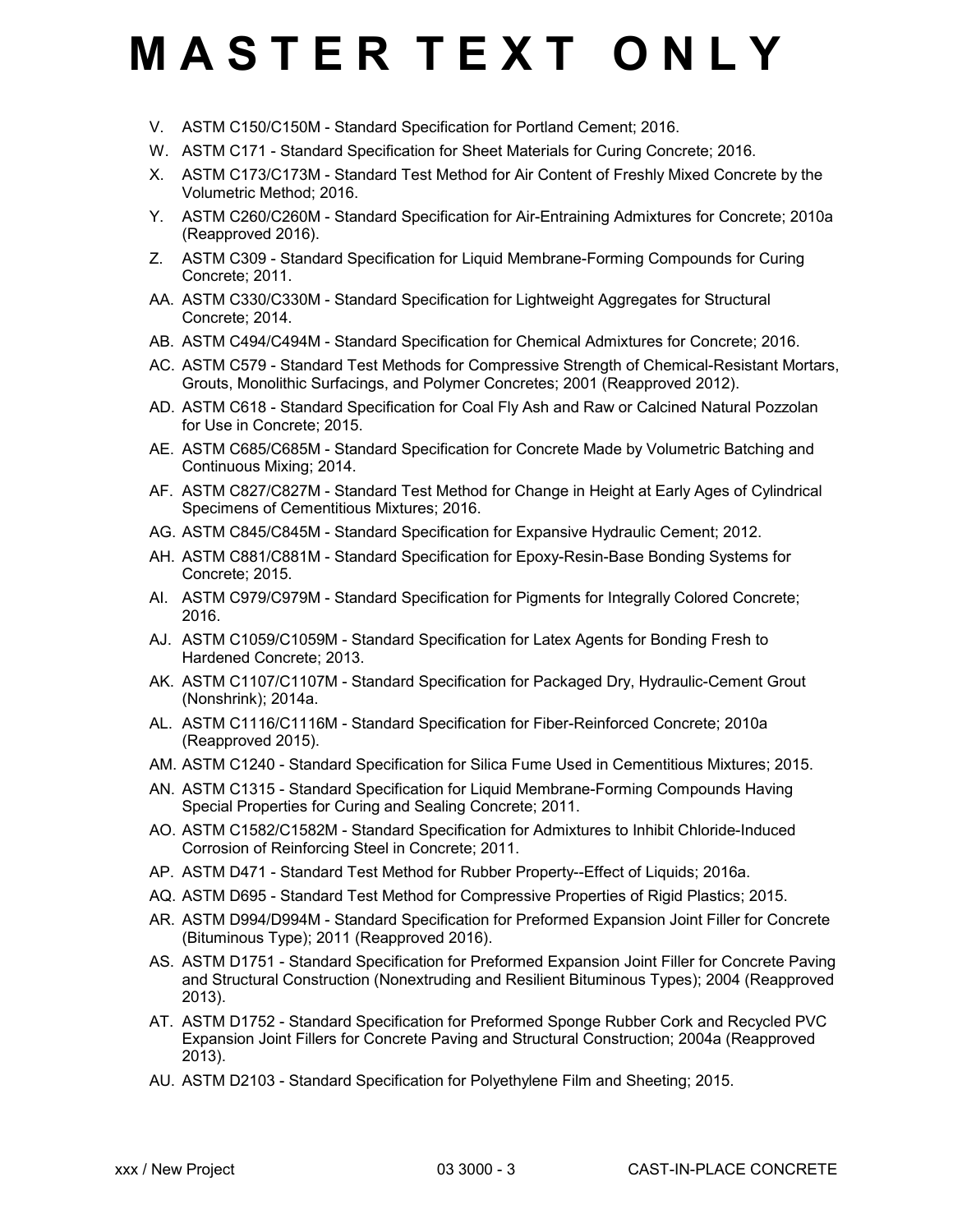# M A S T E R  T E X T  O N L Y

V. ASTM C150/C150M - Standard Specification for Portland Cement; 2016.

W. ASTM C171 - Standard Specification for Sheet Materials for Curing Concrete; 2016.

X. ASTM C173/C173M - Standard Test Method for Air Content of Freshly Mixed Concrete by the Volumetric Method; 2016.

Y. ASTM C260/C260M - Standard Specification for Air-Entraining Admixtures for Concrete; 2010a (Reapproved 2016).

Z. ASTM C309 - Standard Specification for Liquid Membrane-Forming Compounds for Curing Concrete; 2011.

AA. ASTM C330/C330M - Standard Specification for Lightweight Aggregates for Structural Concrete; 2014.

AB. ASTM C494/C494M - Standard Specification for Chemical Admixtures for Concrete; 2016.

AC. ASTM C579 - Standard Test Methods for Compressive Strength of Chemical-Resistant Mortars, Grouts, Monolithic Surfacings, and Polymer Concretes; 2001 (Reapproved 2012).

AD. ASTM C618 - Standard Specification for Coal Fly Ash and Raw or Calcined Natural Pozzolan for Use in Concrete; 2015.

AE. ASTM C685/C685M - Standard Specification for Concrete Made by Volumetric Batching and Continuous Mixing; 2014.

AF. ASTM C827/C827M - Standard Test Method for Change in Height at Early Ages of Cylindrical Specimens of Cementitious Mixtures; 2016.

AG. ASTM C845/C845M - Standard Specification for Expansive Hydraulic Cement; 2012.

AH. ASTM C881/C881M - Standard Specification for Epoxy-Resin-Base Bonding Systems for Concrete; 2015.

AI. ASTM C979/C979M - Standard Specification for Pigments for Integrally Colored Concrete; 2016.

AJ. ASTM C1059/C1059M - Standard Specification for Latex Agents for Bonding Fresh to Hardened Concrete; 2013.

AK. ASTM C1107/C1107M - Standard Specification for Packaged Dry, Hydraulic-Cement Grout (Nonshrink); 2014a.

AL. ASTM C1116/C1116M - Standard Specification for Fiber-Reinforced Concrete; 2010a (Reapproved 2015).

AM. ASTM C1240 - Standard Specification for Silica Fume Used in Cementitious Mixtures; 2015.

AN. ASTM C1315 - Standard Specification for Liquid Membrane-Forming Compounds Having Special Properties for Curing and Sealing Concrete; 2011.

AO. ASTM C1582/C1582M - Standard Specification for Admixtures to Inhibit Chloride-Induced Corrosion of Reinforcing Steel in Concrete; 2011.

AP. ASTM D471 - Standard Test Method for Rubber Property--Effect of Liquids; 2016a.

AQ. ASTM D695 - Standard Test Method for Compressive Properties of Rigid Plastics; 2015.

AR. ASTM D994/D994M - Standard Specification for Preformed Expansion Joint Filler for Concrete (Bituminous Type); 2011 (Reapproved 2016).

AS. ASTM D1751 - Standard Specification for Preformed Expansion Joint Filler for Concrete Paving and Structural Construction (Nonextruding and Resilient Bituminous Types); 2004 (Reapproved 2013).

AT. ASTM D1752 - Standard Specification for Preformed Sponge Rubber Cork and Recycled PVC Expansion Joint Fillers for Concrete Paving and Structural Construction; 2004a (Reapproved 2013).

AU. ASTM D2103 - Standard Specification for Polyethylene Film and Sheeting; 2015.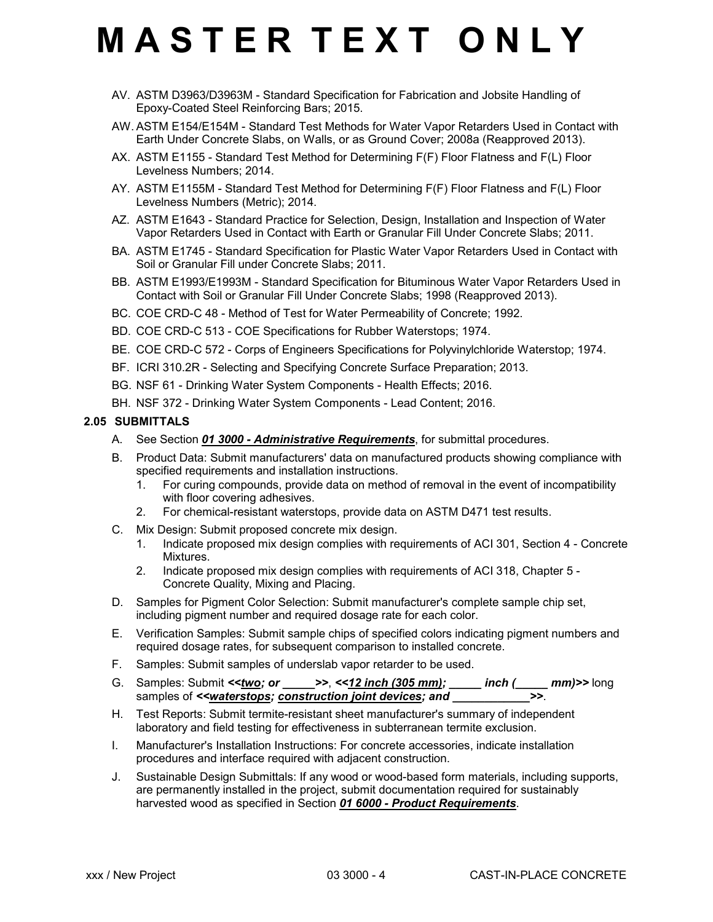# M A S T E R T E X T O N L Y

AV. ASTM D3963/D3963M - Standard Specification for Fabrication and Jobsite Handling of Epoxy-Coated Steel Reinforcing Bars; 2015.

AW. ASTM E154/E154M - Standard Test Methods for Water Vapor Retarders Used in Contact with Earth Under Concrete Slabs, on Walls, or as Ground Cover; 2008a (Reapproved 2013).

AX. ASTM E1155 - Standard Test Method for Determining F(F) Floor Flatness and F(L) Floor Levelness Numbers; 2014.

AY. ASTM E1155M - Standard Test Method for Determining F(F) Floor Flatness and F(L) Floor Levelness Numbers (Metric); 2014.

AZ. ASTM E1643 - Standard Practice for Selection, Design, Installation and Inspection of Water Vapor Retarders Used in Contact with Earth or Granular Fill Under Concrete Slabs; 2011.

BA. ASTM E1745 - Standard Specification for Plastic Water Vapor Retarders Used in Contact with Soil or Granular Fill under Concrete Slabs; 2011.

BB. ASTM E1993/E1993M - Standard Specification for Bituminous Water Vapor Retarders Used in Contact with Soil or Granular Fill Under Concrete Slabs; 1998 (Reapproved 2013).

BC. COE CRD-C 48 - Method of Test for Water Permeability of Concrete; 1992.

BD. COE CRD-C 513 - COE Specifications for Rubber Waterstops; 1974.

BE. COE CRD-C 572 - Corps of Engineers Specifications for Polyvinylchloride Waterstop; 1974.

BF. ICRI 310.2R - Selecting and Specifying Concrete Surface Preparation; 2013.

BG. NSF 61 - Drinking Water System Components - Health Effects; 2016.

BH. NSF 372 - Drinking Water System Components - Lead Content; 2016.

### 2.05 SUBMITTALS

A. See Section ***01 3000 - Administrative Requirements***, for submittal procedures.

B. Product Data: Submit manufacturers' data on manufactured products showing compliance with specified requirements and installation instructions.
   1. For curing compounds, provide data on method of removal in the event of incompatibility with floor covering adhesives.
   2. For chemical-resistant waterstops, provide data on ASTM D471 test results.

C. Mix Design: Submit proposed concrete mix design.
   1. Indicate proposed mix design complies with requirements of ACI 301, Section 4 - Concrete Mixtures.
   2. Indicate proposed mix design complies with requirements of ACI 318, Chapter 5 - Concrete Quality, Mixing and Placing.

D. Samples for Pigment Color Selection: Submit manufacturer's complete sample chip set, including pigment number and required dosage rate for each color.

E. Verification Samples: Submit sample chips of specified colors indicating pigment numbers and required dosage rates, for subsequent comparison to installed concrete.

F. Samples: Submit samples of underslab vapor retarder to be used.

G. Samples: Submit ***<<two; or _____>>***, ***<<12 inch (305 mm); _____ inch (_____ mm)>>*** long samples of ***<<waterstops; construction joint devices; and ___________>>***.

H. Test Reports: Submit termite-resistant sheet manufacturer's summary of independent laboratory and field testing for effectiveness in subterranean termite exclusion.

I. Manufacturer's Installation Instructions: For concrete accessories, indicate installation procedures and interface required with adjacent construction.

J. Sustainable Design Submittals: If any wood or wood-based form materials, including supports, are permanently installed in the project, submit documentation required for sustainably harvested wood as specified in Section ***01 6000 - Product Requirements***.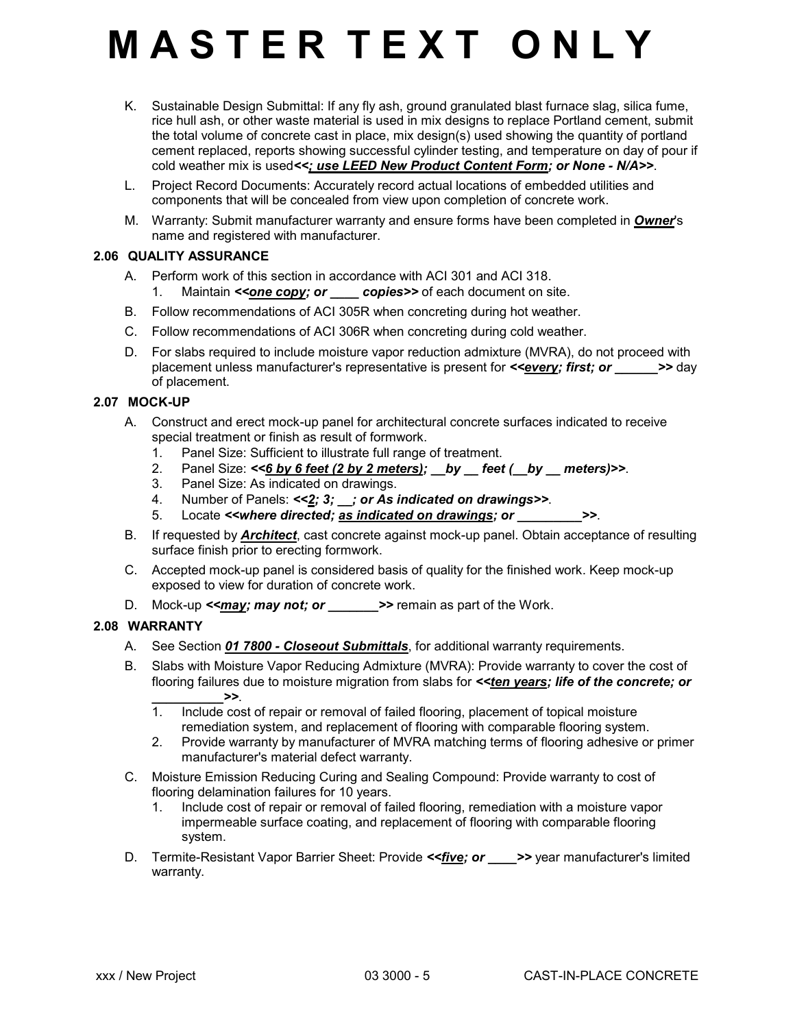# M A S T E R T E X T O N L Y

K. Sustainable Design Submittal: If any fly ash, ground granulated blast furnace slag, silica fume, rice hull ash, or other waste material is used in mix designs to replace Portland cement, submit the total volume of concrete cast in place, mix design(s) used showing the quantity of portland cement replaced, reports showing successful cylinder testing, and temperature on day of pour if cold weather mix is used***<<; use LEED New Product Content Form; or None - N/A>>***.

L. Project Record Documents: Accurately record actual locations of embedded utilities and components that will be concealed from view upon completion of concrete work.

M. Warranty: Submit manufacturer warranty and ensure forms have been completed in ***Owner***'s name and registered with manufacturer.

### 2.06 QUALITY ASSURANCE

A. Perform work of this section in accordance with ACI 301 and ACI 318.
   1. Maintain ***<<one copy; or ____ copies>>*** of each document on site.

B. Follow recommendations of ACI 305R when concreting during hot weather.

C. Follow recommendations of ACI 306R when concreting during cold weather.

D. For slabs required to include moisture vapor reduction admixture (MVRA), do not proceed with placement unless manufacturer's representative is present for ***<<every; first; or ______>>*** day of placement.

### 2.07 MOCK-UP

A. Construct and erect mock-up panel for architectural concrete surfaces indicated to receive special treatment or finish as result of formwork.
   1. Panel Size: Sufficient to illustrate full range of treatment.
   2. Panel Size: ***<<6 by 6 feet (2 by 2 meters); __by __ feet (__by __ meters)>>***.
   3. Panel Size: As indicated on drawings.
   4. Number of Panels: ***<<2; 3; __; or As indicated on drawings>>***.
   5. Locate ***<<where directed; as indicated on drawings; or _________>>***.

B. If requested by ***Architect***, cast concrete against mock-up panel. Obtain acceptance of resulting surface finish prior to erecting formwork.

C. Accepted mock-up panel is considered basis of quality for the finished work. Keep mock-up exposed to view for duration of concrete work.

D. Mock-up ***<<may; may not; or _______>>*** remain as part of the Work.

### 2.08 WARRANTY

A. See Section ***01 7800 - Closeout Submittals***, for additional warranty requirements.

B. Slabs with Moisture Vapor Reducing Admixture (MVRA): Provide warranty to cover the cost of flooring failures due to moisture migration from slabs for ***<<ten years; life of the concrete; or _________>>***.
   1. Include cost of repair or removal of failed flooring, placement of topical moisture remediation system, and replacement of flooring with comparable flooring system.
   2. Provide warranty by manufacturer of MVRA matching terms of flooring adhesive or primer manufacturer's material defect warranty.

C. Moisture Emission Reducing Curing and Sealing Compound: Provide warranty to cost of flooring delamination failures for 10 years.
   1. Include cost of repair or removal of failed flooring, remediation with a moisture vapor impermeable surface coating, and replacement of flooring with comparable flooring system.

D. Termite-Resistant Vapor Barrier Sheet: Provide ***<<five; or ____>>*** year manufacturer's limited warranty.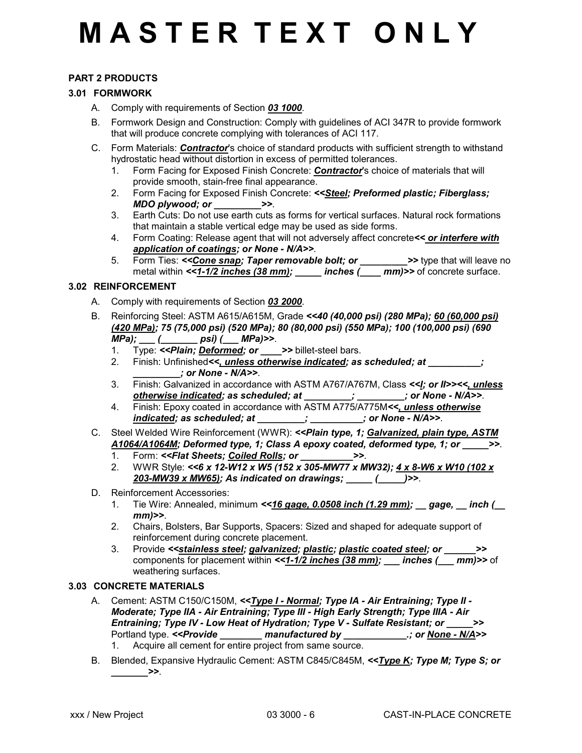# M A S T E R T E X T O N L Y

**PART 2 PRODUCTS**

## 3.01 FORMWORK

A. Comply with requirements of Section ***03 1000***.

B. Formwork Design and Construction: Comply with guidelines of ACI 347R to provide formwork that will produce concrete complying with tolerances of ACI 117.

C. Form Materials: ***Contractor***'s choice of standard products with sufficient strength to withstand hydrostatic head without distortion in excess of permitted tolerances.

1. Form Facing for Exposed Finish Concrete: ***Contractor***'s choice of materials that will provide smooth, stain-free final appearance.
2. Form Facing for Exposed Finish Concrete: ***<<Steel; Preformed plastic; Fiberglass; MDO plywood; or _________>>***.
3. Earth Cuts: Do not use earth cuts as forms for vertical surfaces. Natural rock formations that maintain a stable vertical edge may be used as side forms.
4. Form Coating: Release agent that will not adversely affect concrete***<< or interfere with application of coatings; or None - N/A>>***.
5. Form Ties: ***<<Cone snap; Taper removable bolt; or _________>>*** type that will leave no metal within ***<<1-1/2 inches (38 mm); _____ inches (____ mm)>>*** of concrete surface.

## 3.02 REINFORCEMENT

A. Comply with requirements of Section ***03 2000***.

B. Reinforcing Steel: ASTM A615/A615M, Grade ***<<40 (40,000 psi) (280 MPa); 60 (60,000 psi) (420 MPa); 75 (75,000 psi) (520 MPa); 80 (80,000 psi) (550 MPa); 100 (100,000 psi) (690 MPa); ___ (_______ psi) (___ MPa)>>***.

1. Type: ***<<Plain; Deformed; or ____>>*** billet-steel bars.
2. Finish: Unfinished***<<, unless otherwise indicated; as scheduled; at __________; _________; or None - N/A>>***.
3. Finish: Galvanized in accordance with ASTM A767/A767M, Class ***<<I; or II>><<, unless otherwise indicated; as scheduled; at _________; _________; or None - N/A>>***.
4. Finish: Epoxy coated in accordance with ASTM A775/A775M***<<, unless otherwise indicated; as scheduled; at _________; __________; or None - N/A>>***.

C. Steel Welded Wire Reinforcement (WWR): ***<<Plain type, 1; Galvanized, plain type, ASTM A1064/A1064M; Deformed type, 1; Class A epoxy coated, deformed type, 1; or _____>>***.

1. Form: ***<<Flat Sheets; Coiled Rolls; or __________>>***.
2. WWR Style: ***<<6 x 12-W12 x W5 (152 x 305-MW77 x MW32); 4 x 8-W6 x W10 (102 x 203-MW39 x MW65); As indicated on drawings; _____ (_____)>>***.

D. Reinforcement Accessories:

1. Tie Wire: Annealed, minimum ***<<16 gage, 0.0508 inch (1.29 mm); __ gage, __ inch (__ mm)>>***.
2. Chairs, Bolsters, Bar Supports, Spacers: Sized and shaped for adequate support of reinforcement during concrete placement.
3. Provide ***<<stainless steel; galvanized; plastic; plastic coated steel; or ______>>*** components for placement within ***<<1-1/2 inches (38 mm); ___ inches (___ mm)>>*** of weathering surfaces.

## 3.03 CONCRETE MATERIALS

A. Cement: ASTM C150/C150M, ***<<Type I - Normal; Type IA - Air Entraining; Type II - Moderate; Type IIA - Air Entraining; Type III - High Early Strength; Type IIIA - Air Entraining; Type IV - Low Heat of Hydration; Type V - Sulfate Resistant; or _____>>*** Portland type. ***<<Provide ________ manufactured by ____________.; or None - N/A>>***

1. Acquire all cement for entire project from same source.

B. Blended, Expansive Hydraulic Cement: ASTM C845/C845M, ***<<Type K; Type M; Type S; or _______>>***.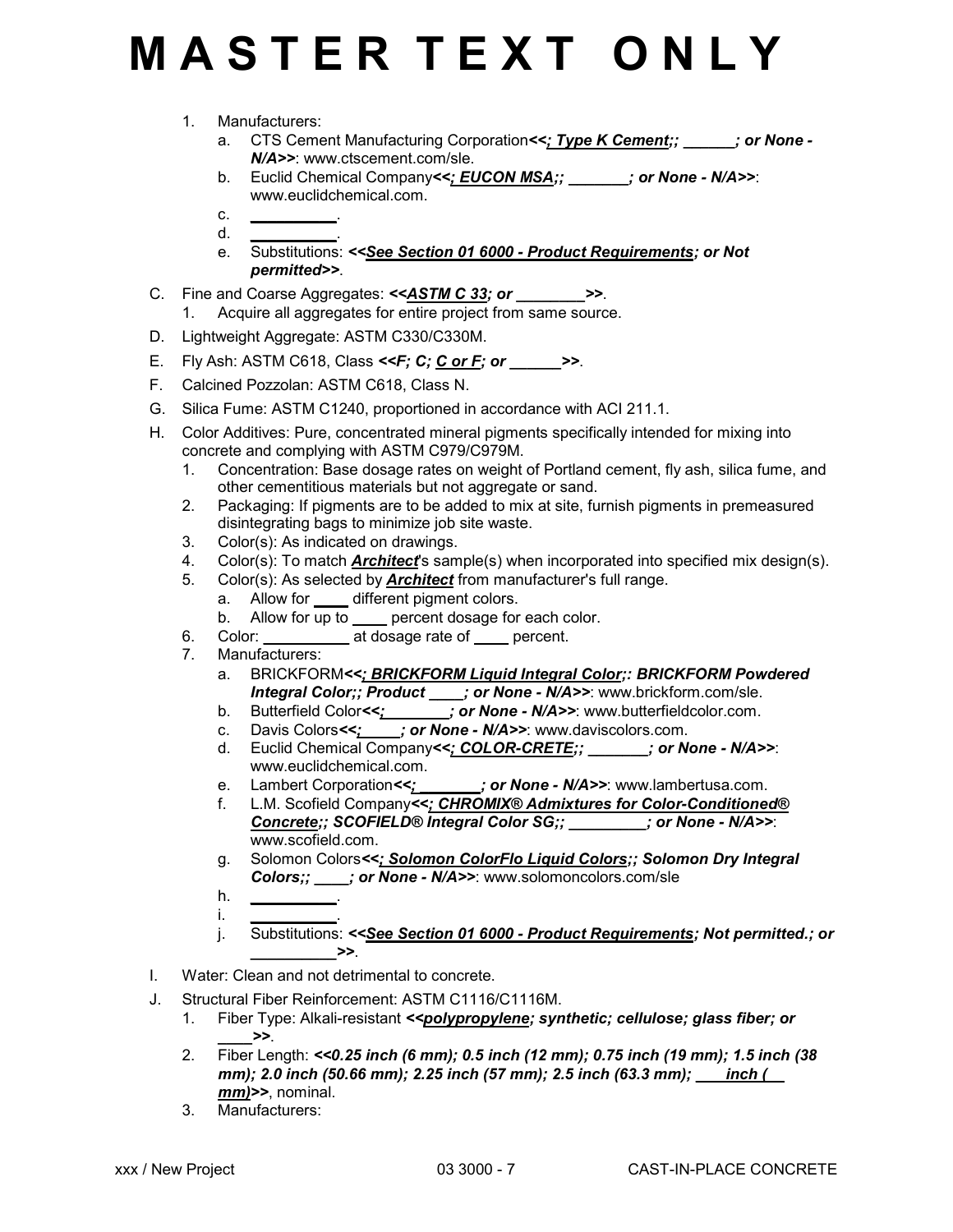# M A S T E R T E X T O N L Y

1. Manufacturers:
   a. CTS Cement Manufacturing Corporation***<<; Type K Cement;; ______; or None - N/A>>***: www.ctscement.com/sle.
   b. Euclid Chemical Company***<<; EUCON MSA;; _______; or None - N/A>>***: www.euclidchemical.com.
   c. __________.
   d. __________.
   e. Substitutions: ***<<See Section 01 6000 - Product Requirements; or Not permitted>>***.

C. Fine and Coarse Aggregates: ***<<ASTM C 33; or ________>>***.
   1. Acquire all aggregates for entire project from same source.

D. Lightweight Aggregate: ASTM C330/C330M.

E. Fly Ash: ASTM C618, Class ***<<F; C; C or F; or ______>>***.

F. Calcined Pozzolan: ASTM C618, Class N.

G. Silica Fume: ASTM C1240, proportioned in accordance with ACI 211.1.

H. Color Additives: Pure, concentrated mineral pigments specifically intended for mixing into concrete and complying with ASTM C979/C979M.
   1. Concentration: Base dosage rates on weight of Portland cement, fly ash, silica fume, and other cementitious materials but not aggregate or sand.
   2. Packaging: If pigments are to be added to mix at site, furnish pigments in premeasured disintegrating bags to minimize job site waste.
   3. Color(s): As indicated on drawings.
   4. Color(s): To match ***Architect***'s sample(s) when incorporated into specified mix design(s).
   5. Color(s): As selected by ***Architect*** from manufacturer's full range.
      a. Allow for ____ different pigment colors.
      b. Allow for up to ____ percent dosage for each color.
   6. Color: __________ at dosage rate of ____ percent.
   7. Manufacturers:
      a. BRICKFORM***<<; BRICKFORM Liquid Integral Color;: BRICKFORM Powdered Integral Color;; Product ____; or None - N/A>>***: www.brickform.com/sle.
      b. Butterfield Color***<<;________; or None - N/A>>***: www.butterfieldcolor.com.
      c. Davis Colors***<<;_____; or None - N/A>>***: www.daviscolors.com.
      d. Euclid Chemical Company***<<; COLOR-CRETE;; _______; or None - N/A>>***: www.euclidchemical.com.
      e. Lambert Corporation***<<;________; or None - N/A>>***: www.lambertusa.com.
      f. L.M. Scofield Company***<<; CHROMIX® Admixtures for Color-Conditioned® Concrete;; SCOFIELD® Integral Color SG;; _________; or None - N/A>>***: www.scofield.com.
      g. Solomon Colors***<<; Solomon ColorFlo Liquid Colors;; Solomon Dry Integral Colors;; ____; or None - N/A>>***: www.solomoncolors.com/sle
      h. __________.
      i. __________.
      j. Substitutions: ***<<See Section 01 6000 - Product Requirements; Not permitted.; or __________>>***.

I. Water: Clean and not detrimental to concrete.

J. Structural Fiber Reinforcement: ASTM C1116/C1116M.
   1. Fiber Type: Alkali-resistant ***<<polypropylene; synthetic; cellulose; glass fiber; or ____>>***.
   2. Fiber Length: ***<<0.25 inch (6 mm); 0.5 inch (12 mm); 0.75 inch (19 mm); 1.5 inch (38 mm); 2.0 inch (50.66 mm); 2.25 inch (57 mm); 2.5 inch (63.3 mm); ____inch (__ mm)>>***, nominal.
   3. Manufacturers: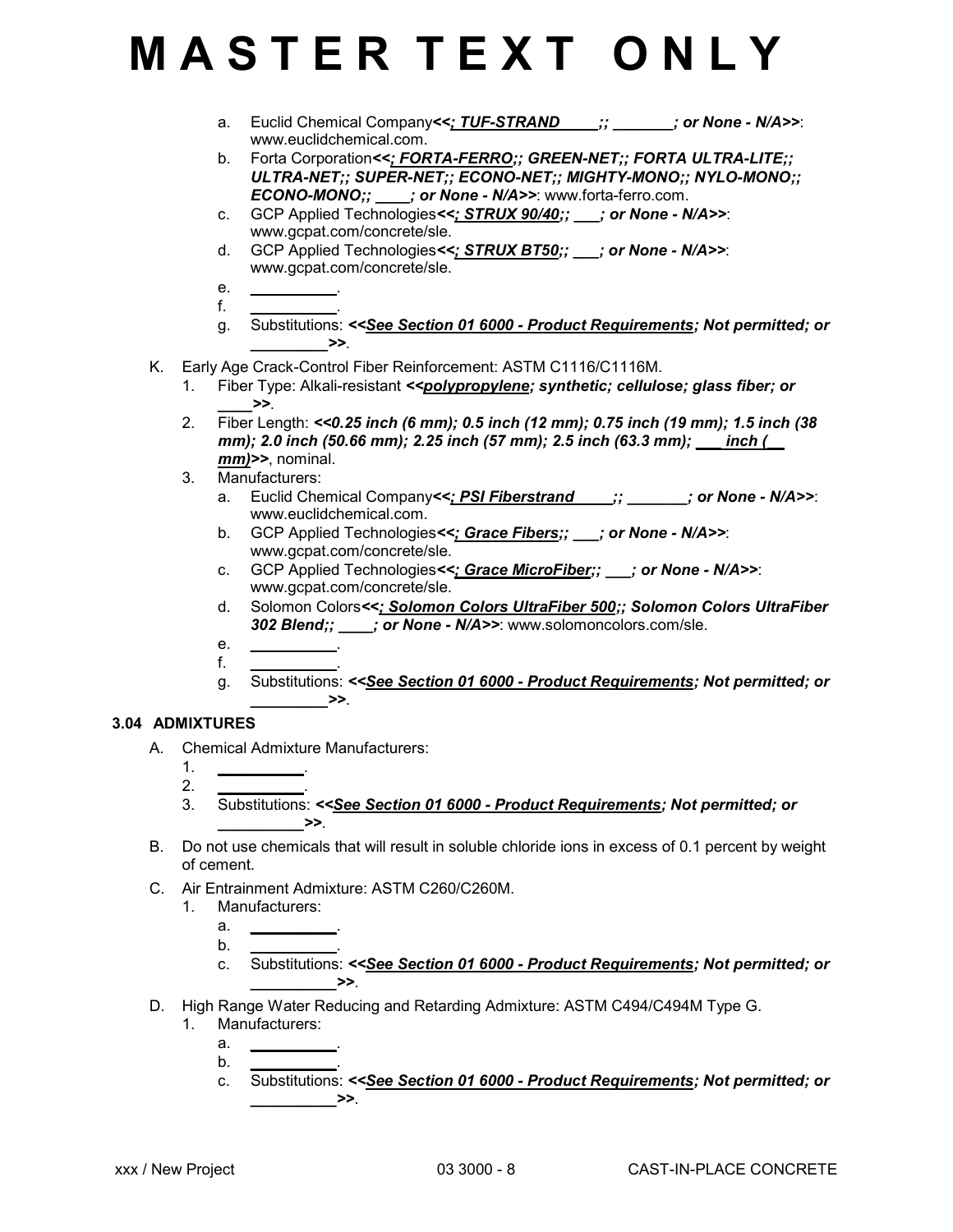# MASTER TEXT ONLY

a. Euclid Chemical Company<<; TUF-STRAND_____;; _______; or None - N/A>>: www.euclidchemical.com.
b. Forta Corporation<<; FORTA-FERRO;; GREEN-NET;; FORTA ULTRA-LITE;; ULTRA-NET;; SUPER-NET;; ECONO-NET;; MIGHTY-MONO;; NYLO-MONO;; ECONO-MONO;; ____; or None - N/A>>: www.forta-ferro.com.
c. GCP Applied Technologies<<; STRUX 90/40;; ___; or None - N/A>>: www.gcpat.com/concrete/sle.
d. GCP Applied Technologies<<; STRUX BT50;; ___; or None - N/A>>: www.gcpat.com/concrete/sle.
e. __________.
f. __________.
g. Substitutions: <<See Section 01 6000 - Product Requirements; Not permitted; or _________>>.

K. Early Age Crack-Control Fiber Reinforcement: ASTM C1116/C1116M.
1. Fiber Type: Alkali-resistant <<polypropylene; synthetic; cellulose; glass fiber; or ____>>.
2. Fiber Length: <<0.25 inch (6 mm); 0.5 inch (12 mm); 0.75 inch (19 mm); 1.5 inch (38 mm); 2.0 inch (50.66 mm); 2.25 inch (57 mm); 2.5 inch (63.3 mm); ___ inch (__ mm)>>, nominal.
3. Manufacturers:
a. Euclid Chemical Company<<; PSI Fiberstrand_____;; _______; or None - N/A>>: www.euclidchemical.com.
b. GCP Applied Technologies<<; Grace Fibers;; ___; or None - N/A>>: www.gcpat.com/concrete/sle.
c. GCP Applied Technologies<<; Grace MicroFiber;; ___; or None - N/A>>: www.gcpat.com/concrete/sle.
d. Solomon Colors<<; Solomon Colors UltraFiber 500;; Solomon Colors UltraFiber 302 Blend;; ____; or None - N/A>>: www.solomoncolors.com/sle.
e. __________.
f. __________.
g. Substitutions: <<See Section 01 6000 - Product Requirements; Not permitted; or _________>>.

## 3.04 ADMIXTURES

A. Chemical Admixture Manufacturers:
1. __________.
2. __________.
3. Substitutions: <<See Section 01 6000 - Product Requirements; Not permitted; or __________>>.

B. Do not use chemicals that will result in soluble chloride ions in excess of 0.1 percent by weight of cement.

C. Air Entrainment Admixture: ASTM C260/C260M.
1. Manufacturers:
a. __________.
b. __________.
c. Substitutions: <<See Section 01 6000 - Product Requirements; Not permitted; or __________>>.

D. High Range Water Reducing and Retarding Admixture: ASTM C494/C494M Type G.
1. Manufacturers:
a. __________.
b. __________.
c. Substitutions: <<See Section 01 6000 - Product Requirements; Not permitted; or __________>>.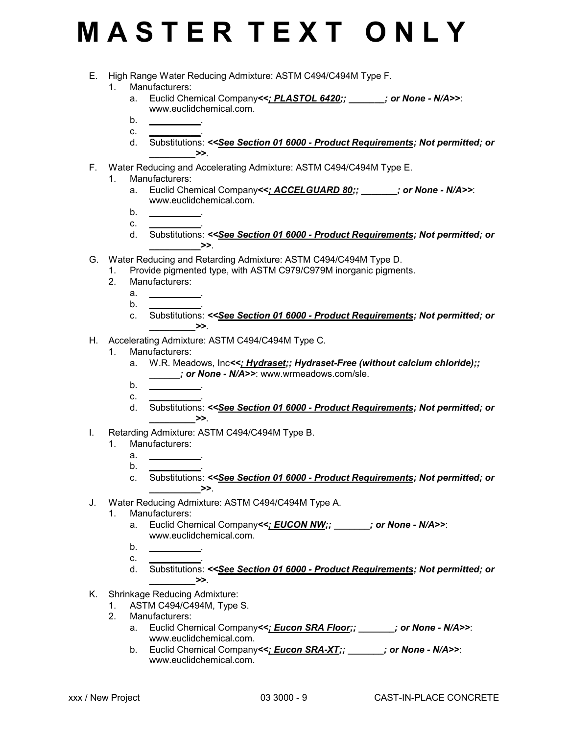# MASTER TEXT ONLY

E. High Range Water Reducing Admixture: ASTM C494/C494M Type F.
   1. Manufacturers:
      a. Euclid Chemical Company***<<; PLASTOL 6420;; _______; or None - N/A>>***: www.euclidchemical.com.
      b. __________.
      c. __________.
      d. Substitutions: ***<<See Section 01 6000 - Product Requirements; Not permitted; or _________>>***.

F. Water Reducing and Accelerating Admixture: ASTM C494/C494M Type E.
   1. Manufacturers:
      a. Euclid Chemical Company***<<; ACCELGUARD 80;; _______; or None - N/A>>***: www.euclidchemical.com.
      b. __________.
      c. __________.
      d. Substitutions: ***<<See Section 01 6000 - Product Requirements; Not permitted; or __________>>***.

G. Water Reducing and Retarding Admixture: ASTM C494/C494M Type D.
   1. Provide pigmented type, with ASTM C979/C979M inorganic pigments.
   2. Manufacturers:
      a. __________.
      b. __________.
      c. Substitutions: ***<<See Section 01 6000 - Product Requirements; Not permitted; or _________>>***.

H. Accelerating Admixture: ASTM C494/C494M Type C.
   1. Manufacturers:
      a. W.R. Meadows, Inc***<<; Hydraset;; Hydraset-Free (without calcium chloride);; ______; or None - N/A>>***: www.wrmeadows.com/sle.
      b. __________.
      c. __________.
      d. Substitutions: ***<<See Section 01 6000 - Product Requirements; Not permitted; or _________>>***.

I. Retarding Admixture: ASTM C494/C494M Type B.
   1. Manufacturers:
      a. __________.
      b. __________.
      c. Substitutions: ***<<See Section 01 6000 - Product Requirements; Not permitted; or __________>>***.

J. Water Reducing Admixture: ASTM C494/C494M Type A.
   1. Manufacturers:
      a. Euclid Chemical Company***<<; EUCON NW;; _______; or None - N/A>>***: www.euclidchemical.com.
      b. __________.
      c. __________.
      d. Substitutions: ***<<See Section 01 6000 - Product Requirements; Not permitted; or _________>>***.

K. Shrinkage Reducing Admixture:
   1. ASTM C494/C494M, Type S.
   2. Manufacturers:
      a. Euclid Chemical Company***<<; Eucon SRA Floor;; _______; or None - N/A>>***: www.euclidchemical.com.
      b. Euclid Chemical Company***<<; Eucon SRA-XT;; _______; or None - N/A>>***: www.euclidchemical.com.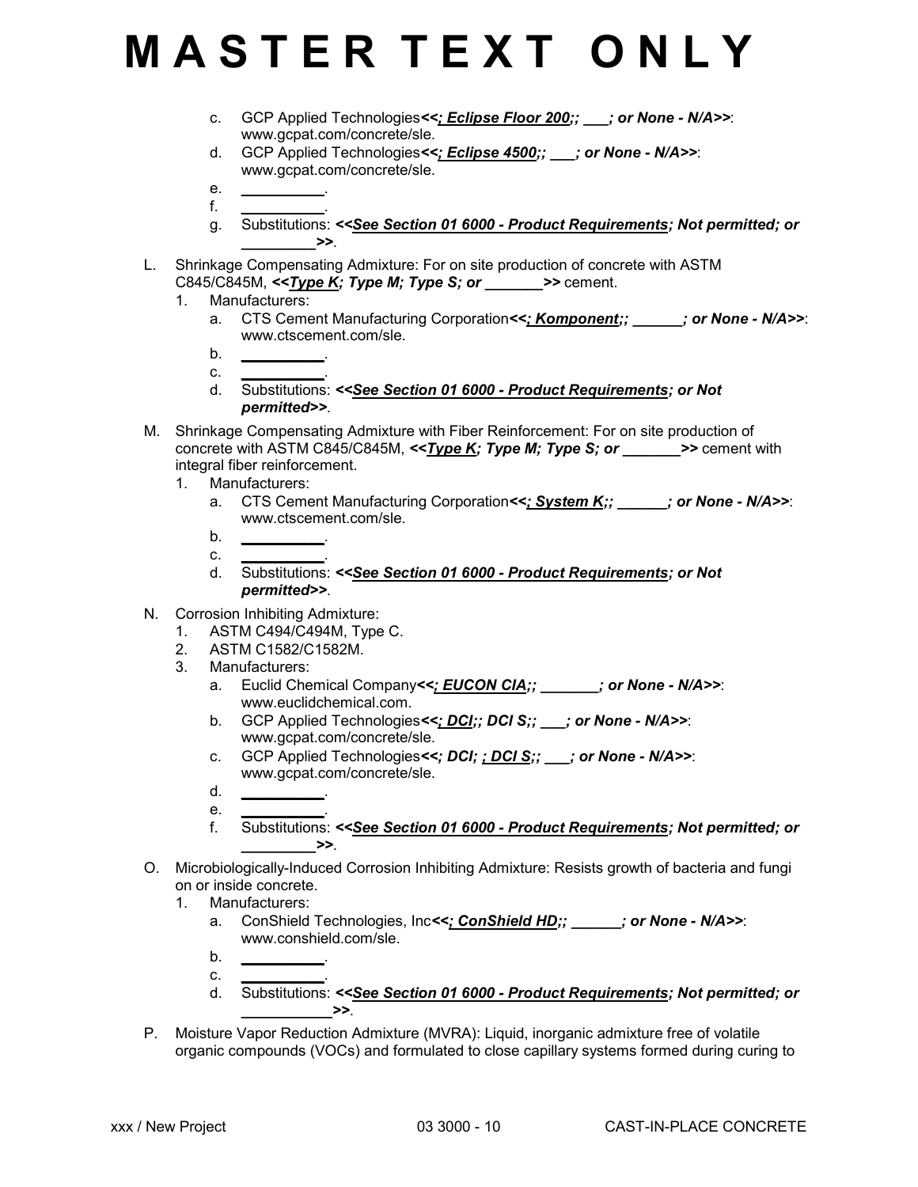# MASTER TEXT ONLY

c. GCP Applied Technologies***<<; Eclipse Floor 200;; ___; or None - N/A>>***: www.gcpat.com/concrete/sle.
d. GCP Applied Technologies***<<; Eclipse 4500;; ___; or None - N/A>>***: www.gcpat.com/concrete/sle.
e. __________.
f. __________.
g. Substitutions: ***<<See Section 01 6000 - Product Requirements; Not permitted; or _________>>***.

L. Shrinkage Compensating Admixture: For on site production of concrete with ASTM C845/C845M, ***<<Type K; Type M; Type S; or _______>>*** cement.
   1. Manufacturers:
      a. CTS Cement Manufacturing Corporation***<<; Komponent;; ______; or None - N/A>>***: www.ctscement.com/sle.
      b. __________.
      c. __________.
      d. Substitutions: ***<<See Section 01 6000 - Product Requirements; or Not permitted>>***.

M. Shrinkage Compensating Admixture with Fiber Reinforcement: For on site production of concrete with ASTM C845/C845M, ***<<Type K; Type M; Type S; or _______>>*** cement with integral fiber reinforcement.
   1. Manufacturers:
      a. CTS Cement Manufacturing Corporation***<<; System K;; ______; or None - N/A>>***: www.ctscement.com/sle.
      b. __________.
      c. __________.
      d. Substitutions: ***<<See Section 01 6000 - Product Requirements; or Not permitted>>***.

N. Corrosion Inhibiting Admixture:
   1. ASTM C494/C494M, Type C.
   2. ASTM C1582/C1582M.
   3. Manufacturers:
      a. Euclid Chemical Company***<<; EUCON CIA;; _______; or None - N/A>>***: www.euclidchemical.com.
      b. GCP Applied Technologies***<<; DCI;; DCI S;; ___; or None - N/A>>***: www.gcpat.com/concrete/sle.
      c. GCP Applied Technologies***<<; DCI; ; DCI S;; ___; or None - N/A>>***: www.gcpat.com/concrete/sle.
      d. __________.
      e. __________.
      f. Substitutions: ***<<See Section 01 6000 - Product Requirements; Not permitted; or _________>>***.

O. Microbiologically-Induced Corrosion Inhibiting Admixture: Resists growth of bacteria and fungi on or inside concrete.
   1. Manufacturers:
      a. ConShield Technologies, Inc***<<; ConShield HD;; ______; or None - N/A>>***: www.conshield.com/sle.
      b. __________.
      c. __________.
      d. Substitutions: ***<<See Section 01 6000 - Product Requirements; Not permitted; or ___________>>***.

P. Moisture Vapor Reduction Admixture (MVRA): Liquid, inorganic admixture free of volatile organic compounds (VOCs) and formulated to close capillary systems formed during curing to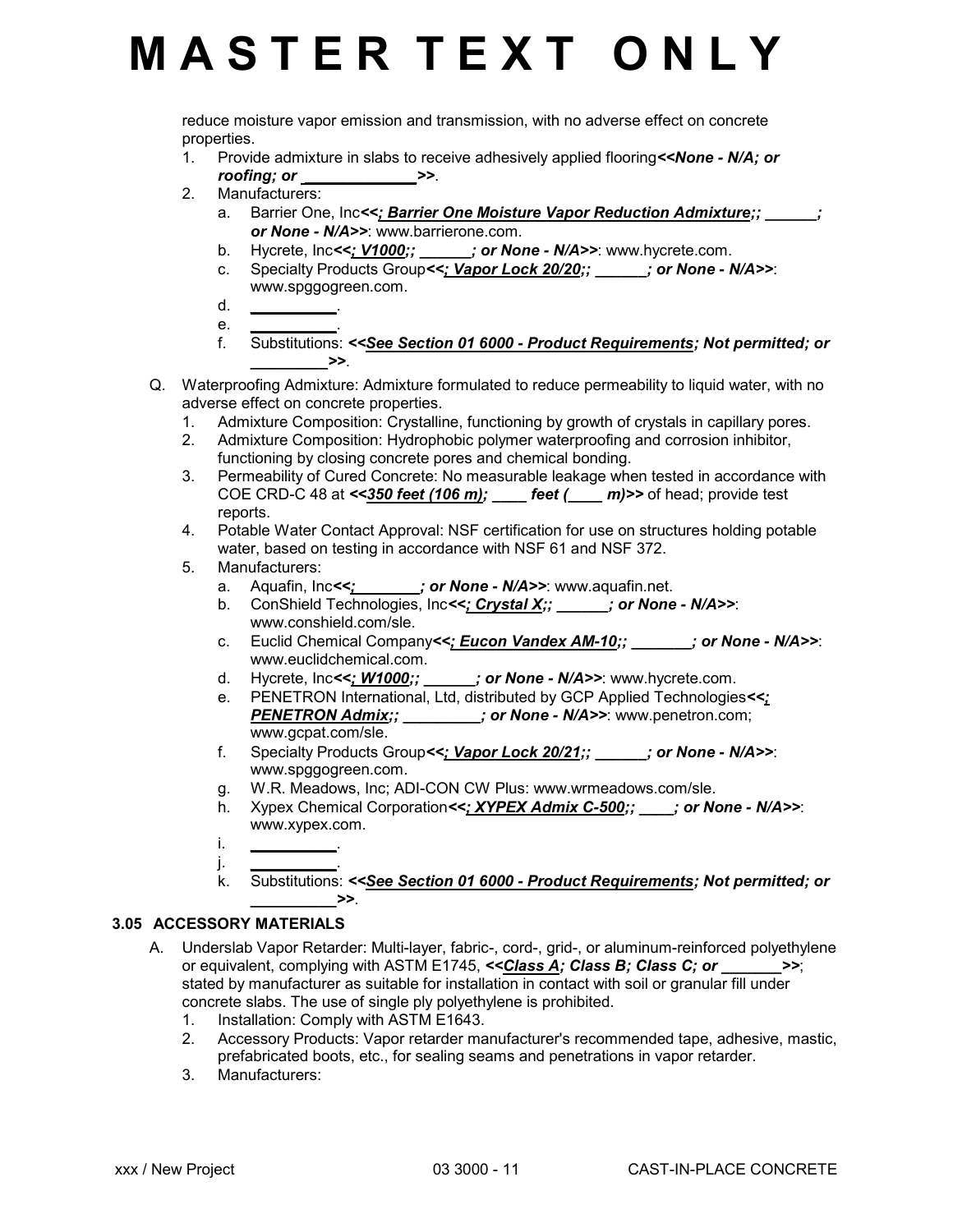# MASTER TEXT ONLY

reduce moisture vapor emission and transmission, with no adverse effect on concrete properties.

1. Provide admixture in slabs to receive adhesively applied flooring***<<None - N/A; or roofing; or _____________>>***.
2. Manufacturers:
   a. Barrier One, Inc***<<; Barrier One Moisture Vapor Reduction Admixture;; ______; or None - N/A>>***: www.barrierone.com.
   b. Hycrete, Inc***<<; V1000;; ______; or None - N/A>>***: www.hycrete.com.
   c. Specialty Products Group***<<; Vapor Lock 20/20;; ______; or None - N/A>>***: www.spggogreen.com.
   d. __________.
   e. __________.
   f. Substitutions: ***<<See Section 01 6000 - Product Requirements; Not permitted; or _________>>***.

Q. Waterproofing Admixture: Admixture formulated to reduce permeability to liquid water, with no adverse effect on concrete properties.

1. Admixture Composition: Crystalline, functioning by growth of crystals in capillary pores.
2. Admixture Composition: Hydrophobic polymer waterproofing and corrosion inhibitor, functioning by closing concrete pores and chemical bonding.
3. Permeability of Cured Concrete: No measurable leakage when tested in accordance with COE CRD-C 48 at ***<<350 feet (106 m); ____ feet (____ m)>>*** of head; provide test reports.
4. Potable Water Contact Approval: NSF certification for use on structures holding potable water, based on testing in accordance with NSF 61 and NSF 372.
5. Manufacturers:
   a. Aquafin, Inc***<<;________; or None - N/A>>***: www.aquafin.net.
   b. ConShield Technologies, Inc***<<; Crystal X;; ______; or None - N/A>>***: www.conshield.com/sle.
   c. Euclid Chemical Company***<<; Eucon Vandex AM-10;; _______; or None - N/A>>***: www.euclidchemical.com.
   d. Hycrete, Inc***<<; W1000;; ______; or None - N/A>>***: www.hycrete.com.
   e. PENETRON International, Ltd, distributed by GCP Applied Technologies***<<; PENETRON Admix;; _________; or None - N/A>>***: www.penetron.com; www.gcpat.com/sle.
   f. Specialty Products Group***<<; Vapor Lock 20/21;; ______; or None - N/A>>***: www.spggogreen.com.
   g. W.R. Meadows, Inc; ADI-CON CW Plus: www.wrmeadows.com/sle.
   h. Xypex Chemical Corporation***<<; XYPEX Admix C-500;; ____; or None - N/A>>***: www.xypex.com.
   i. __________.
   j. __________.
   k. Substitutions: ***<<See Section 01 6000 - Product Requirements; Not permitted; or __________>>***.

### 3.05 ACCESSORY MATERIALS

A. Underslab Vapor Retarder: Multi-layer, fabric-, cord-, grid-, or aluminum-reinforced polyethylene or equivalent, complying with ASTM E1745, ***<<Class A; Class B; Class C; or _______>>***; stated by manufacturer as suitable for installation in contact with soil or granular fill under concrete slabs. The use of single ply polyethylene is prohibited.

1. Installation: Comply with ASTM E1643.
2. Accessory Products: Vapor retarder manufacturer's recommended tape, adhesive, mastic, prefabricated boots, etc., for sealing seams and penetrations in vapor retarder.
3. Manufacturers: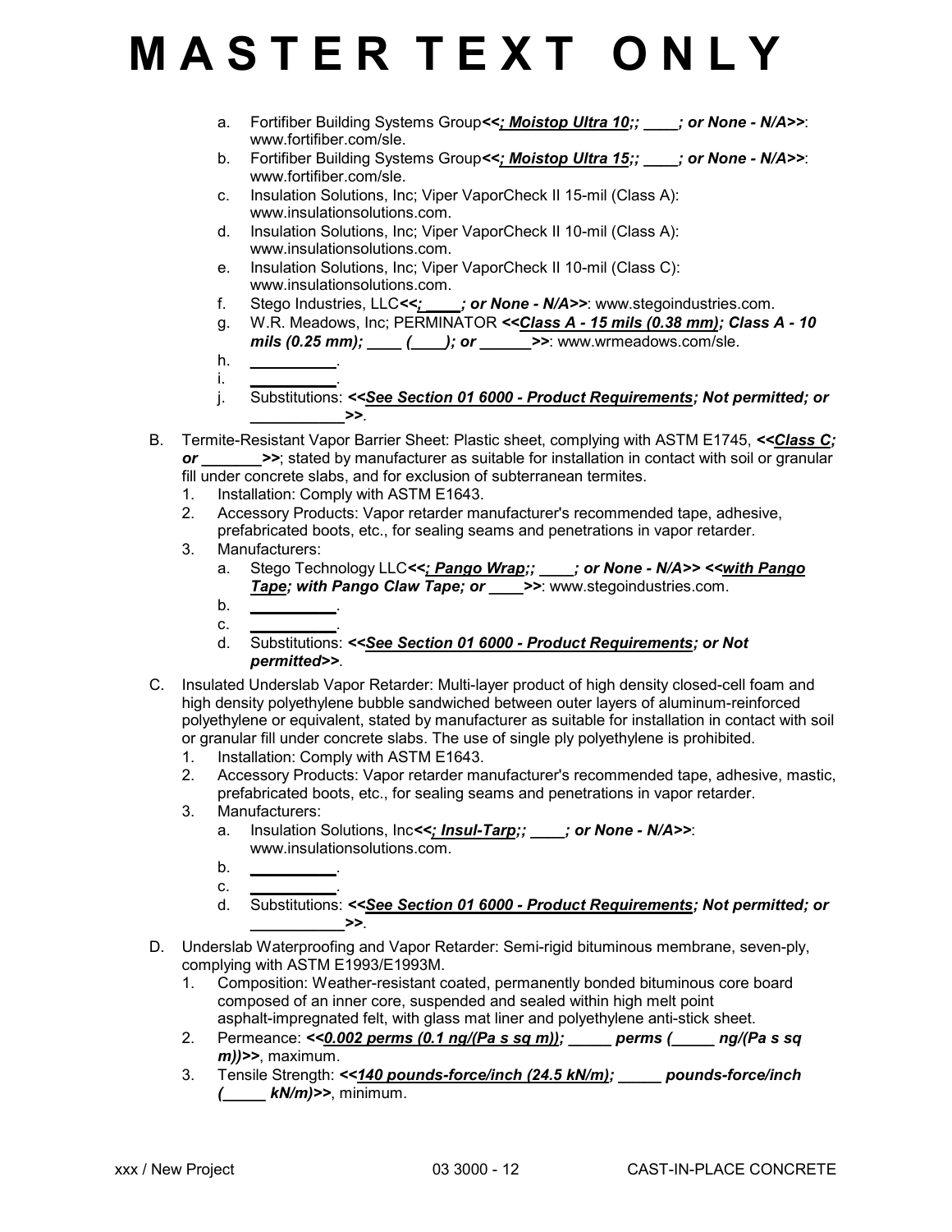# MASTER TEXT ONLY

a. Fortifiber Building Systems Group***<<; Moistop Ultra 10;; ____; or None - N/A>>***: www.fortifiber.com/sle.
b. Fortifiber Building Systems Group***<<; Moistop Ultra 15;; ____; or None - N/A>>***: www.fortifiber.com/sle.
c. Insulation Solutions, Inc; Viper VaporCheck II 15-mil (Class A): www.insulationsolutions.com.
d. Insulation Solutions, Inc; Viper VaporCheck II 10-mil (Class A): www.insulationsolutions.com.
e. Insulation Solutions, Inc; Viper VaporCheck II 10-mil (Class C): www.insulationsolutions.com.
f. Stego Industries, LLC***<<; ____; or None - N/A>>***: www.stegoindustries.com.
g. W.R. Meadows, Inc; PERMINATOR ***<<Class A - 15 mils (0.38 mm); Class A - 10 mils (0.25 mm); ____ (____); or ______>>***: www.wrmeadows.com/sle.
h. __________.
i. __________.
j. Substitutions: ***<<See Section 01 6000 - Product Requirements; Not permitted; or ___________>>***.

B. Termite-Resistant Vapor Barrier Sheet: Plastic sheet, complying with ASTM E1745, ***<<Class C; or _______>>***; stated by manufacturer as suitable for installation in contact with soil or granular fill under concrete slabs, and for exclusion of subterranean termites.
   1. Installation: Comply with ASTM E1643.
   2. Accessory Products: Vapor retarder manufacturer's recommended tape, adhesive, prefabricated boots, etc., for sealing seams and penetrations in vapor retarder.
   3. Manufacturers:
      a. Stego Technology LLC***<<; Pango Wrap;; ____; or None - N/A>> <<with Pango Tape; with Pango Claw Tape; or ____>>***: www.stegoindustries.com.
      b. __________.
      c. __________.
      d. Substitutions: ***<<See Section 01 6000 - Product Requirements; or Not permitted>>***.

C. Insulated Underslab Vapor Retarder: Multi-layer product of high density closed-cell foam and high density polyethylene bubble sandwiched between outer layers of aluminum-reinforced polyethylene or equivalent, stated by manufacturer as suitable for installation in contact with soil or granular fill under concrete slabs. The use of single ply polyethylene is prohibited.
   1. Installation: Comply with ASTM E1643.
   2. Accessory Products: Vapor retarder manufacturer's recommended tape, adhesive, mastic, prefabricated boots, etc., for sealing seams and penetrations in vapor retarder.
   3. Manufacturers:
      a. Insulation Solutions, Inc***<<; Insul-Tarp;; ____; or None - N/A>>***: www.insulationsolutions.com.
      b. __________.
      c. __________.
      d. Substitutions: ***<<See Section 01 6000 - Product Requirements; Not permitted; or ___________>>***.

D. Underslab Waterproofing and Vapor Retarder: Semi-rigid bituminous membrane, seven-ply, complying with ASTM E1993/E1993M.
   1. Composition: Weather-resistant coated, permanently bonded bituminous core board composed of an inner core, suspended and sealed within high melt point asphalt-impregnated felt, with glass mat liner and polyethylene anti-stick sheet.
   2. Permeance: ***<<0.002 perms (0.1 ng/(Pa s sq m)); _____ perms (_____ ng/(Pa s sq m))>>***, maximum.
   3. Tensile Strength: ***<<140 pounds-force/inch (24.5 kN/m); _____ pounds-force/inch (_____ kN/m)>>***, minimum.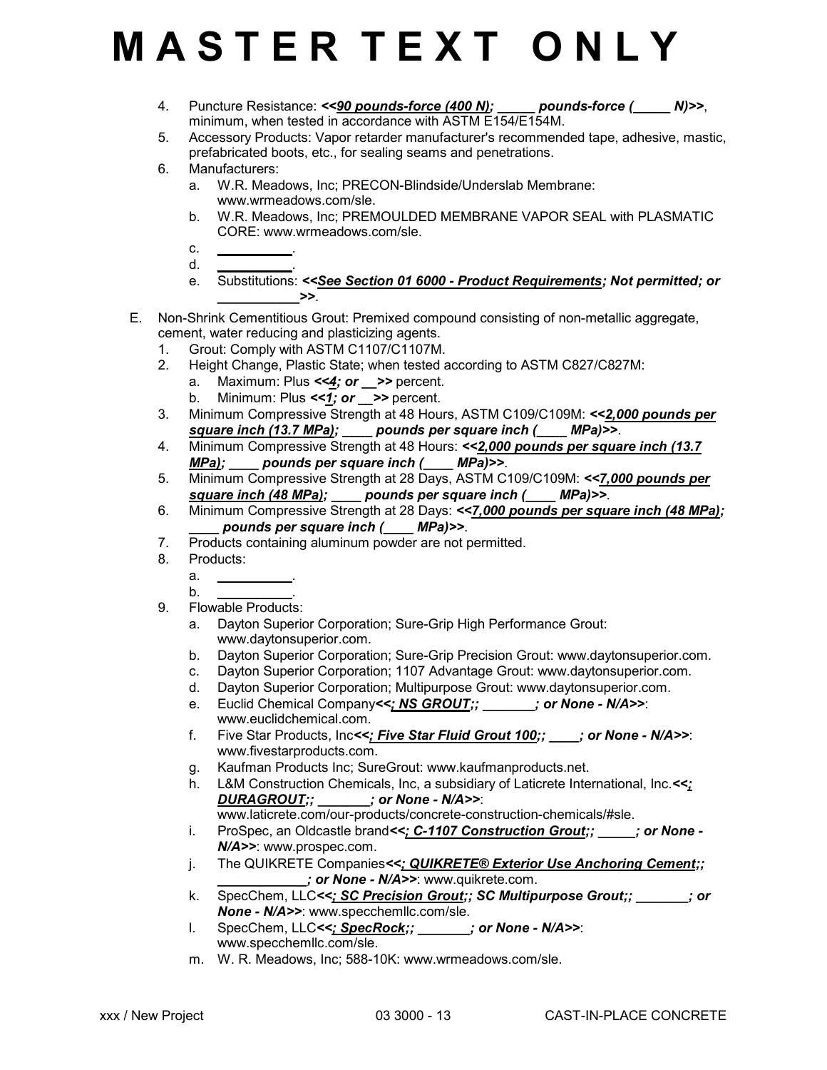# M A S T E R  T E X T  O N L Y

4. Puncture Resistance: ***<<<u>90 pounds-force (400 N)</u>; _____ pounds-force (_____ N)>>***, minimum, when tested in accordance with ASTM E154/E154M.
5. Accessory Products: Vapor retarder manufacturer's recommended tape, adhesive, mastic, prefabricated boots, etc., for sealing seams and penetrations.
6. Manufacturers:
   a. W.R. Meadows, Inc; PRECON-Blindside/Underslab Membrane: www.wrmeadows.com/sle.
   b. W.R. Meadows, Inc; PREMOULDED MEMBRANE VAPOR SEAL with PLASMATIC CORE: www.wrmeadows.com/sle.
   c. __________.
   d. __________.
   e. Substitutions: ***<<<u>See Section 01 6000 - Product Requirements</u>; Not permitted; or ___________>>***.

E. Non-Shrink Cementitious Grout: Premixed compound consisting of non-metallic aggregate, cement, water reducing and plasticizing agents.
   1. Grout: Comply with ASTM C1107/C1107M.
   2. Height Change, Plastic State; when tested according to ASTM C827/C827M:
      a. Maximum: Plus ***<<<u>4</u>; or __>>*** percent.
      b. Minimum: Plus ***<<<u>1</u>; or __>>*** percent.
   3. Minimum Compressive Strength at 48 Hours, ASTM C109/C109M: ***<<<u>2,000 pounds per square inch (13.7 MPa)</u>; ____ pounds per square inch (____ MPa)>>***.
   4. Minimum Compressive Strength at 48 Hours: ***<<<u>2,000 pounds per square inch (13.7 MPa)</u>; ____ pounds per square inch (____ MPa)>>***.
   5. Minimum Compressive Strength at 28 Days, ASTM C109/C109M: ***<<<u>7,000 pounds per square inch (48 MPa)</u>; ____ pounds per square inch (____ MPa)>>***.
   6. Minimum Compressive Strength at 28 Days: ***<<<u>7,000 pounds per square inch (48 MPa)</u>; ____ pounds per square inch (____ MPa)>>***.
   7. Products containing aluminum powder are not permitted.
   8. Products:
      a. __________.
      b. __________.
   9. Flowable Products:
      a. Dayton Superior Corporation; Sure-Grip High Performance Grout: www.daytonsuperior.com.
      b. Dayton Superior Corporation; Sure-Grip Precision Grout: www.daytonsuperior.com.
      c. Dayton Superior Corporation; 1107 Advantage Grout: www.daytonsuperior.com.
      d. Dayton Superior Corporation; Multipurpose Grout: www.daytonsuperior.com.
      e. Euclid Chemical Company***<<<u>; NS GROUT</u>;; _______; or None - N/A>>***: www.euclidchemical.com.
      f. Five Star Products, Inc***<<<u>; Five Star Fluid Grout 100</u>;; ____; or None - N/A>>***: www.fivestarproducts.com.
      g. Kaufman Products Inc; SureGrout: www.kaufmanproducts.net.
      h. L&M Construction Chemicals, Inc, a subsidiary of Laticrete International, Inc.***<<<u>; DURAGROUT</u>;; _______; or None - N/A>>***: www.laticrete.com/our-products/concrete-construction-chemicals/#sle.
      i. ProSpec, an Oldcastle brand***<<<u>; C-1107 Construction Grout</u>;; _____; or None - N/A>>***: www.prospec.com.
      j. The QUIKRETE Companies***<<<u>; QUIKRETE® Exterior Use Anchoring Cement</u>;; ____________; or None - N/A>>***: www.quikrete.com.
      k. SpecChem, LLC***<<<u>; SC Precision Grout</u>;; SC Multipurpose Grout;; _______; or None - N/A>>***: www.specchemllc.com/sle.
      l. SpecChem, LLC***<<<u>; SpecRock</u>;; _______; or None - N/A>>***: www.specchemllc.com/sle.
      m. W. R. Meadows, Inc; 588-10K: www.wrmeadows.com/sle.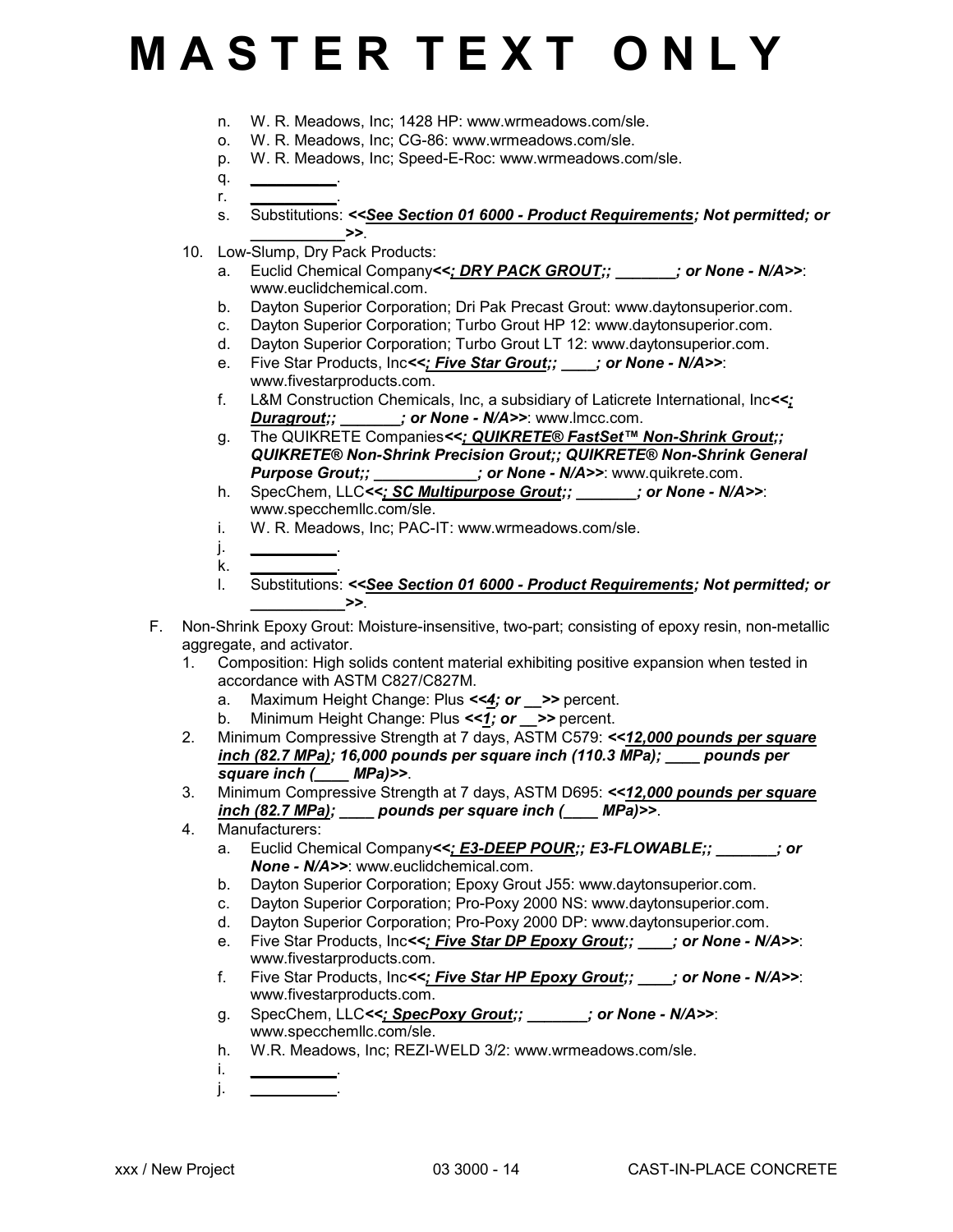# MASTER TEXT ONLY

n. W. R. Meadows, Inc; 1428 HP: www.wrmeadows.com/sle.
o. W. R. Meadows, Inc; CG-86: www.wrmeadows.com/sle.
p. W. R. Meadows, Inc; Speed-E-Roc: www.wrmeadows.com/sle.
q. __________.
r. __________.
s. Substitutions: ***<<See Section 01 6000 - Product Requirements; Not permitted; or ___________>>***.

10. Low-Slump, Dry Pack Products:
    a. Euclid Chemical Company***<<; DRY PACK GROUT;; _______; or None - N/A>>***: www.euclidchemical.com.
    b. Dayton Superior Corporation; Dri Pak Precast Grout: www.daytonsuperior.com.
    c. Dayton Superior Corporation; Turbo Grout HP 12: www.daytonsuperior.com.
    d. Dayton Superior Corporation; Turbo Grout LT 12: www.daytonsuperior.com.
    e. Five Star Products, Inc***<<; Five Star Grout;; ____; or None - N/A>>***: www.fivestarproducts.com.
    f. L&M Construction Chemicals, Inc, a subsidiary of Laticrete International, Inc***<<; Duragrout;; _______; or None - N/A>>***: www.lmcc.com.
    g. The QUIKRETE Companies***<<; QUIKRETE® FastSet™ Non-Shrink Grout;; QUIKRETE® Non-Shrink Precision Grout;; QUIKRETE® Non-Shrink General Purpose Grout;; ____________; or None - N/A>>***: www.quikrete.com.
    h. SpecChem, LLC***<<; SC Multipurpose Grout;; _______; or None - N/A>>***: www.specchemllc.com/sle.
    i. W. R. Meadows, Inc; PAC-IT: www.wrmeadows.com/sle.
    j. __________.
    k. __________.
    l. Substitutions: ***<<See Section 01 6000 - Product Requirements; Not permitted; or ___________>>***.

F. Non-Shrink Epoxy Grout: Moisture-insensitive, two-part; consisting of epoxy resin, non-metallic aggregate, and activator.
   1. Composition: High solids content material exhibiting positive expansion when tested in accordance with ASTM C827/C827M.
      a. Maximum Height Change: Plus ***<<4; or __>>*** percent.
      b. Minimum Height Change: Plus ***<<1; or __>>*** percent.
   2. Minimum Compressive Strength at 7 days, ASTM C579: ***<<12,000 pounds per square inch (82.7 MPa); 16,000 pounds per square inch (110.3 MPa); ____ pounds per square inch (____ MPa)>>***.
   3. Minimum Compressive Strength at 7 days, ASTM D695: ***<<12,000 pounds per square inch (82.7 MPa); ____ pounds per square inch (____ MPa)>>***.
   4. Manufacturers:
      a. Euclid Chemical Company***<<; E3-DEEP POUR;; E3-FLOWABLE;; _______; or None - N/A>>***: www.euclidchemical.com.
      b. Dayton Superior Corporation; Epoxy Grout J55: www.daytonsuperior.com.
      c. Dayton Superior Corporation; Pro-Poxy 2000 NS: www.daytonsuperior.com.
      d. Dayton Superior Corporation; Pro-Poxy 2000 DP: www.daytonsuperior.com.
      e. Five Star Products, Inc***<<; Five Star DP Epoxy Grout;; ____; or None - N/A>>***: www.fivestarproducts.com.
      f. Five Star Products, Inc***<<; Five Star HP Epoxy Grout;; ____; or None - N/A>>***: www.fivestarproducts.com.
      g. SpecChem, LLC***<<; SpecPoxy Grout;; _______; or None - N/A>>***: www.specchemllc.com/sle.
      h. W.R. Meadows, Inc; REZI-WELD 3/2: www.wrmeadows.com/sle.
      i. __________.
      j. __________.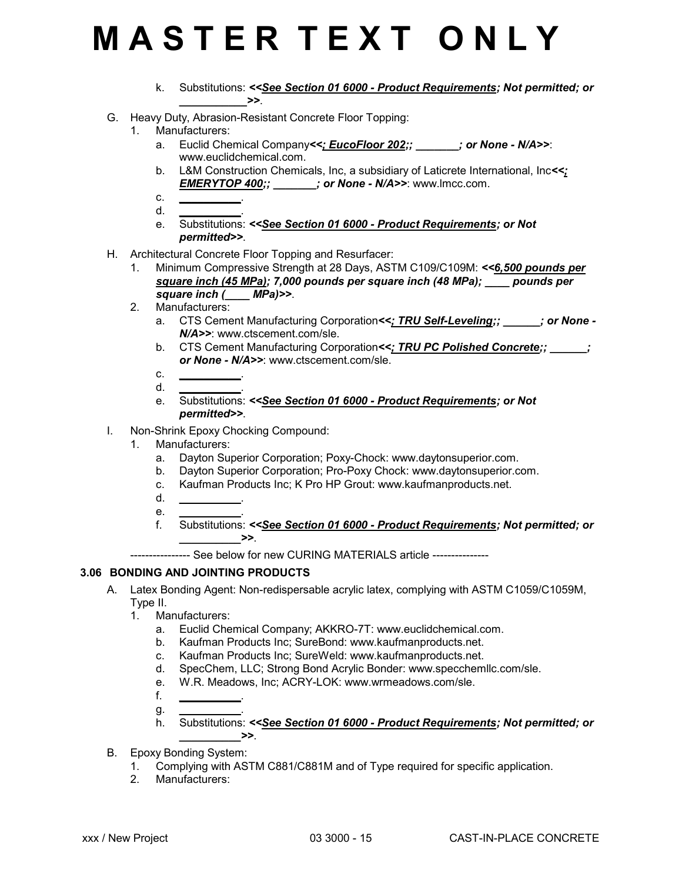# MASTER TEXT ONLY

k. Substitutions: ***<<See Section 01 6000 - Product Requirements; Not permitted; or __________>>***.

G. Heavy Duty, Abrasion-Resistant Concrete Floor Topping:

1. Manufacturers:
   a. Euclid Chemical Company***<<; EucoFloor 202;; _______; or None - N/A>>***: www.euclidchemical.com.
   b. L&M Construction Chemicals, Inc, a subsidiary of Laticrete International, Inc***<<; EMERYTOP 400;; _______; or None - N/A>>***: www.lmcc.com.
   c. __________.
   d. __________.
   e. Substitutions: ***<<See Section 01 6000 - Product Requirements; or Not permitted>>***.

H. Architectural Concrete Floor Topping and Resurfacer:

1. Minimum Compressive Strength at 28 Days, ASTM C109/C109M: ***<<6,500 pounds per square inch (45 MPa); 7,000 pounds per square inch (48 MPa); ____ pounds per square inch (____ MPa)>>***.
2. Manufacturers:
   a. CTS Cement Manufacturing Corporation***<<; TRU Self-Leveling;; ______; or None - N/A>>***: www.ctscement.com/sle.
   b. CTS Cement Manufacturing Corporation***<<; TRU PC Polished Concrete;; ______; or None - N/A>>***: www.ctscement.com/sle.
   c. __________.
   d. __________.
   e. Substitutions: ***<<See Section 01 6000 - Product Requirements; or Not permitted>>***.

I. Non-Shrink Epoxy Chocking Compound:

1. Manufacturers:
   a. Dayton Superior Corporation; Poxy-Chock: www.daytonsuperior.com.
   b. Dayton Superior Corporation; Pro-Poxy Chock: www.daytonsuperior.com.
   c. Kaufman Products Inc; K Pro HP Grout: www.kaufmanproducts.net.
   d. __________.
   e. __________.
   f. Substitutions: ***<<See Section 01 6000 - Product Requirements; Not permitted; or __________>>***.

---------------- See below for new CURING MATERIALS article ---------------

## 3.06 BONDING AND JOINTING PRODUCTS

A. Latex Bonding Agent: Non-redispersable acrylic latex, complying with ASTM C1059/C1059M, Type II.

1. Manufacturers:
   a. Euclid Chemical Company; AKKRO-7T: www.euclidchemical.com.
   b. Kaufman Products Inc; SureBond: www.kaufmanproducts.net.
   c. Kaufman Products Inc; SureWeld: www.kaufmanproducts.net.
   d. SpecChem, LLC; Strong Bond Acrylic Bonder: www.specchemllc.com/sle.
   e. W.R. Meadows, Inc; ACRY-LOK: www.wrmeadows.com/sle.
   f. __________.
   g. __________.
   h. Substitutions: ***<<See Section 01 6000 - Product Requirements; Not permitted; or __________>>***.

B. Epoxy Bonding System:

1. Complying with ASTM C881/C881M and of Type required for specific application.
2. Manufacturers: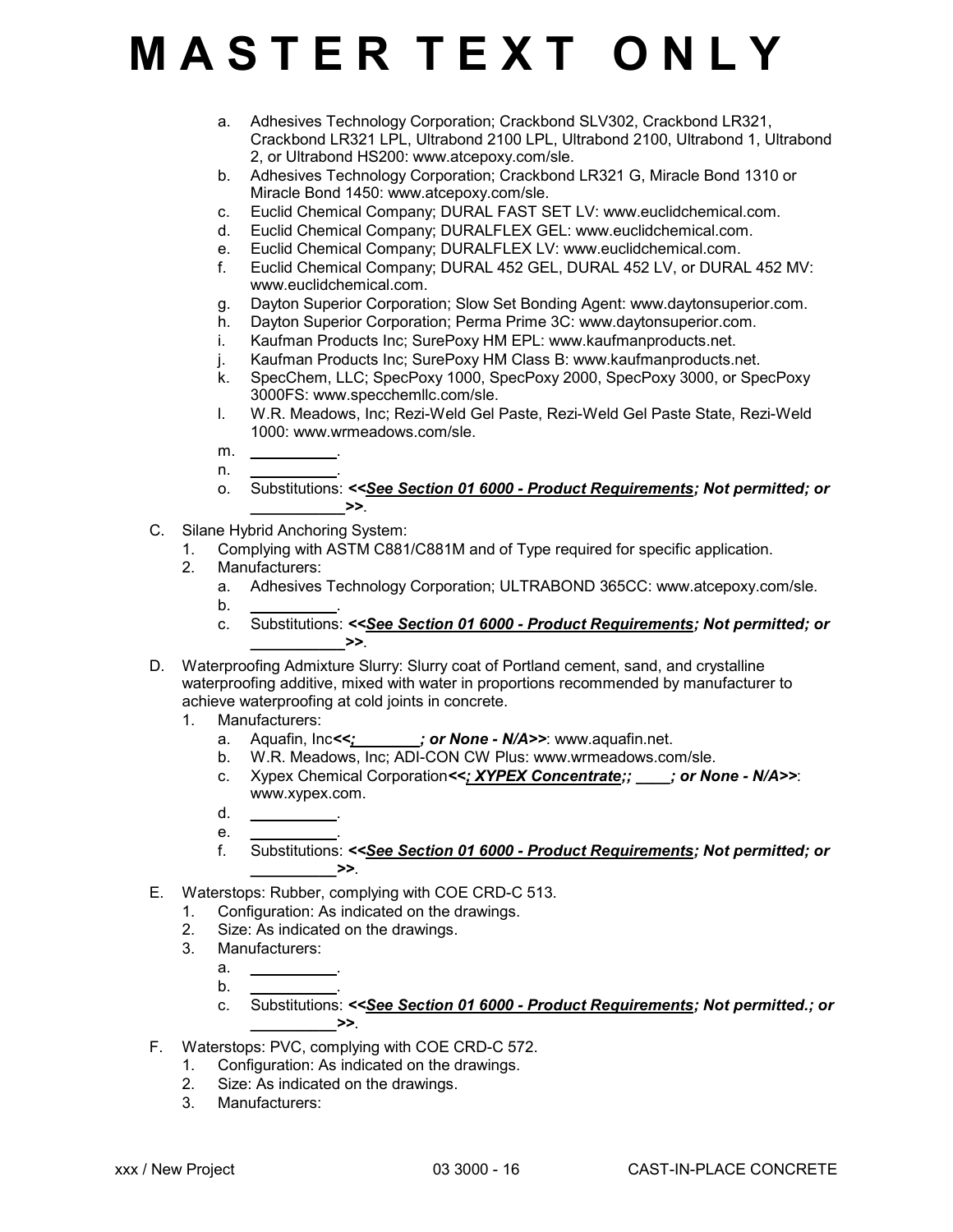# M A S T E R T E X T O N L Y

a. Adhesives Technology Corporation; Crackbond SLV302, Crackbond LR321, Crackbond LR321 LPL, Ultrabond 2100 LPL, Ultrabond 2100, Ultrabond 1, Ultrabond 2, or Ultrabond HS200: www.atcepoxy.com/sle.
b. Adhesives Technology Corporation; Crackbond LR321 G, Miracle Bond 1310 or Miracle Bond 1450: www.atcepoxy.com/sle.
c. Euclid Chemical Company; DURAL FAST SET LV: www.euclidchemical.com.
d. Euclid Chemical Company; DURALFLEX GEL: www.euclidchemical.com.
e. Euclid Chemical Company; DURALFLEX LV: www.euclidchemical.com.
f. Euclid Chemical Company; DURAL 452 GEL, DURAL 452 LV, or DURAL 452 MV: www.euclidchemical.com.
g. Dayton Superior Corporation; Slow Set Bonding Agent: www.daytonsuperior.com.
h. Dayton Superior Corporation; Perma Prime 3C: www.daytonsuperior.com.
i. Kaufman Products Inc; SurePoxy HM EPL: www.kaufmanproducts.net.
j. Kaufman Products Inc; SurePoxy HM Class B: www.kaufmanproducts.net.
k. SpecChem, LLC; SpecPoxy 1000, SpecPoxy 2000, SpecPoxy 3000, or SpecPoxy 3000FS: www.specchemllc.com/sle.
l. W.R. Meadows, Inc; Rezi-Weld Gel Paste, Rezi-Weld Gel Paste State, Rezi-Weld 1000: www.wrmeadows.com/sle.
m. __________.
n. __________.
o. Substitutions: ***<<See Section 01 6000 - Product Requirements; Not permitted; or __________>>***.

C. Silane Hybrid Anchoring System:
1. Complying with ASTM C881/C881M and of Type required for specific application.
2. Manufacturers:
   a. Adhesives Technology Corporation; ULTRABOND 365CC: www.atcepoxy.com/sle.
   b. __________.
   c. Substitutions: ***<<See Section 01 6000 - Product Requirements; Not permitted; or __________>>***.

D. Waterproofing Admixture Slurry: Slurry coat of Portland cement, sand, and crystalline waterproofing additive, mixed with water in proportions recommended by manufacturer to achieve waterproofing at cold joints in concrete.
1. Manufacturers:
   a. Aquafin, Inc***<<; ________; or None - N/A>>***: www.aquafin.net.
   b. W.R. Meadows, Inc; ADI-CON CW Plus: www.wrmeadows.com/sle.
   c. Xypex Chemical Corporation***<<; XYPEX Concentrate;; ____; or None - N/A>>***: www.xypex.com.
   d. __________.
   e. __________.
   f. Substitutions: ***<<See Section 01 6000 - Product Requirements; Not permitted; or __________>>***.

E. Waterstops: Rubber, complying with COE CRD-C 513.
1. Configuration: As indicated on the drawings.
2. Size: As indicated on the drawings.
3. Manufacturers:
   a. __________.
   b. __________.
   c. Substitutions: ***<<See Section 01 6000 - Product Requirements; Not permitted.; or __________>>***.

F. Waterstops: PVC, complying with COE CRD-C 572.
1. Configuration: As indicated on the drawings.
2. Size: As indicated on the drawings.
3. Manufacturers: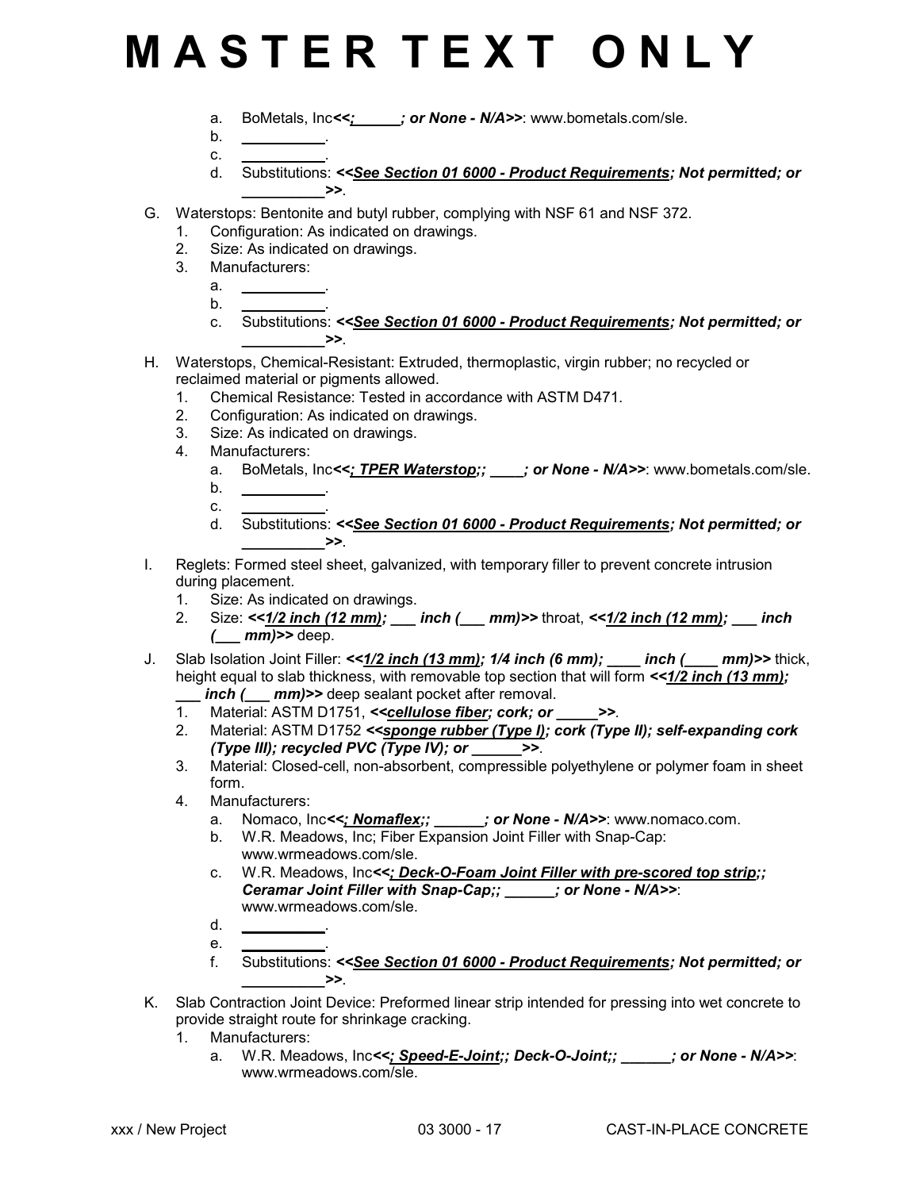# M A S T E R   T E X T   O N L Y

a. BoMetals, Inc***<<; ______; or None - N/A>>***: www.bometals.com/sle.
b. __________.
c. __________.
d. Substitutions: ***<<See Section 01 6000 - Product Requirements; Not permitted; or __________>>***.

G. Waterstops: Bentonite and butyl rubber, complying with NSF 61 and NSF 372.
   1. Configuration: As indicated on drawings.
   2. Size: As indicated on drawings.
   3. Manufacturers:
      a. __________.
      b. __________.
      c. Substitutions: ***<<See Section 01 6000 - Product Requirements; Not permitted; or __________>>***.

H. Waterstops, Chemical-Resistant: Extruded, thermoplastic, virgin rubber; no recycled or reclaimed material or pigments allowed.
   1. Chemical Resistance: Tested in accordance with ASTM D471.
   2. Configuration: As indicated on drawings.
   3. Size: As indicated on drawings.
   4. Manufacturers:
      a. BoMetals, Inc***<<; TPER Waterstop;; ____; or None - N/A>>***: www.bometals.com/sle.
      b. __________.
      c. __________.
      d. Substitutions: ***<<See Section 01 6000 - Product Requirements; Not permitted; or __________>>***.

I. Reglets: Formed steel sheet, galvanized, with temporary filler to prevent concrete intrusion during placement.
   1. Size: As indicated on drawings.
   2. Size: ***<<1/2 inch (12 mm); ___ inch (___ mm)>>*** throat, ***<<1/2 inch (12 mm); ___ inch (___ mm)>>*** deep.

J. Slab Isolation Joint Filler: ***<<1/2 inch (13 mm); 1/4 inch (6 mm); ____ inch (____ mm)>>*** thick, height equal to slab thickness, with removable top section that will form ***<<1/2 inch (13 mm); ___ inch (___ mm)>>*** deep sealant pocket after removal.
   1. Material: ASTM D1751, ***<<cellulose fiber; cork; or _____>>***.
   2. Material: ASTM D1752 ***<<sponge rubber (Type I); cork (Type II); self-expanding cork (Type III); recycled PVC (Type IV); or ______>>***.
   3. Material: Closed-cell, non-absorbent, compressible polyethylene or polymer foam in sheet form.
   4. Manufacturers:
      a. Nomaco, Inc***<<; Nomaflex;; ______; or None - N/A>>***: www.nomaco.com.
      b. W.R. Meadows, Inc; Fiber Expansion Joint Filler with Snap-Cap: www.wrmeadows.com/sle.
      c. W.R. Meadows, Inc***<<; Deck-O-Foam Joint Filler with pre-scored top strip;; Ceramar Joint Filler with Snap-Cap;; ______; or None - N/A>>***: www.wrmeadows.com/sle.
      d. __________.
      e. __________.
      f. Substitutions: ***<<See Section 01 6000 - Product Requirements; Not permitted; or __________>>***.

K. Slab Contraction Joint Device: Preformed linear strip intended for pressing into wet concrete to provide straight route for shrinkage cracking.
   1. Manufacturers:
      a. W.R. Meadows, Inc***<<; Speed-E-Joint;; Deck-O-Joint;; ______; or None - N/A>>***: www.wrmeadows.com/sle.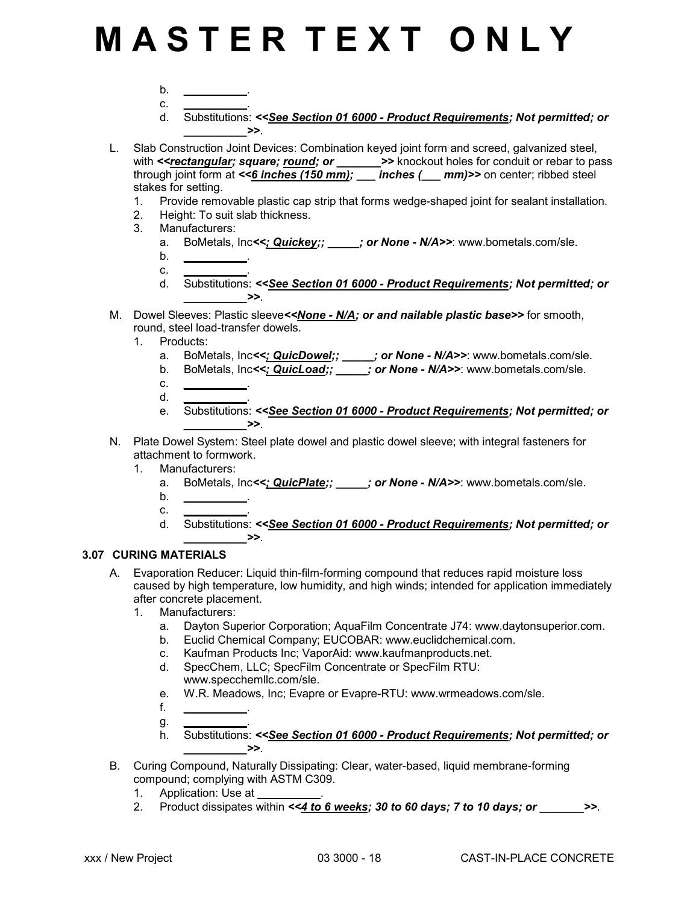# MASTER TEXT ONLY

b. __________.

c. __________.

d. Substitutions: ***<<<u>See Section 01 6000 - Product Requirements</u>; Not permitted; or __________>>***.

L. Slab Construction Joint Devices: Combination keyed joint form and screed, galvanized steel, with ***<<<u>rectangular</u>; square; <u>round</u>; or _______>>*** knockout holes for conduit or rebar to pass through joint form at ***<<<u>6 inches (150 mm)</u>; ___ inches (___ mm)>>*** on center; ribbed steel stakes for setting.

1. Provide removable plastic cap strip that forms wedge-shaped joint for sealant installation.
2. Height: To suit slab thickness.
3. Manufacturers:
   a. BoMetals, Inc***<<<u>; Quickey</u>;; _____; or None - N/A>>***: www.bometals.com/sle.
   b. __________.
   c. __________.
   d. Substitutions: ***<<<u>See Section 01 6000 - Product Requirements</u>; Not permitted; or __________>>***.

M. Dowel Sleeves: Plastic sleeve***<<<u>None - N/A</u>; or and nailable plastic base>>*** for smooth, round, steel load-transfer dowels.

1. Products:
   a. BoMetals, Inc***<<<u>; QuicDowel</u>;; _____; or None - N/A>>***: www.bometals.com/sle.
   b. BoMetals, Inc***<<<u>; QuicLoad</u>;; _____; or None - N/A>>***: www.bometals.com/sle.
   c. __________.
   d. __________.
   e. Substitutions: ***<<<u>See Section 01 6000 - Product Requirements</u>; Not permitted; or __________>>***.

N. Plate Dowel System: Steel plate dowel and plastic dowel sleeve; with integral fasteners for attachment to formwork.

1. Manufacturers:
   a. BoMetals, Inc***<<<u>; QuicPlate</u>;; _____; or None - N/A>>***: www.bometals.com/sle.
   b. __________.
   c. __________.
   d. Substitutions: ***<<<u>See Section 01 6000 - Product Requirements</u>; Not permitted; or __________>>***.

### 3.07 CURING MATERIALS

A. Evaporation Reducer: Liquid thin-film-forming compound that reduces rapid moisture loss caused by high temperature, low humidity, and high winds; intended for application immediately after concrete placement.

1. Manufacturers:
   a. Dayton Superior Corporation; AquaFilm Concentrate J74: www.daytonsuperior.com.
   b. Euclid Chemical Company; EUCOBAR: www.euclidchemical.com.
   c. Kaufman Products Inc; VaporAid: www.kaufmanproducts.net.
   d. SpecChem, LLC; SpecFilm Concentrate or SpecFilm RTU: www.specchemllc.com/sle.
   e. W.R. Meadows, Inc; Evapre or Evapre-RTU: www.wrmeadows.com/sle.
   f. __________.
   g. __________.
   h. Substitutions: ***<<<u>See Section 01 6000 - Product Requirements</u>; Not permitted; or __________>>***.

B. Curing Compound, Naturally Dissipating: Clear, water-based, liquid membrane-forming compound; complying with ASTM C309.

1. Application: Use at __________.
2. Product dissipates within ***<<<u>4 to 6 weeks</u>; 30 to 60 days; 7 to 10 days; or _______>>***.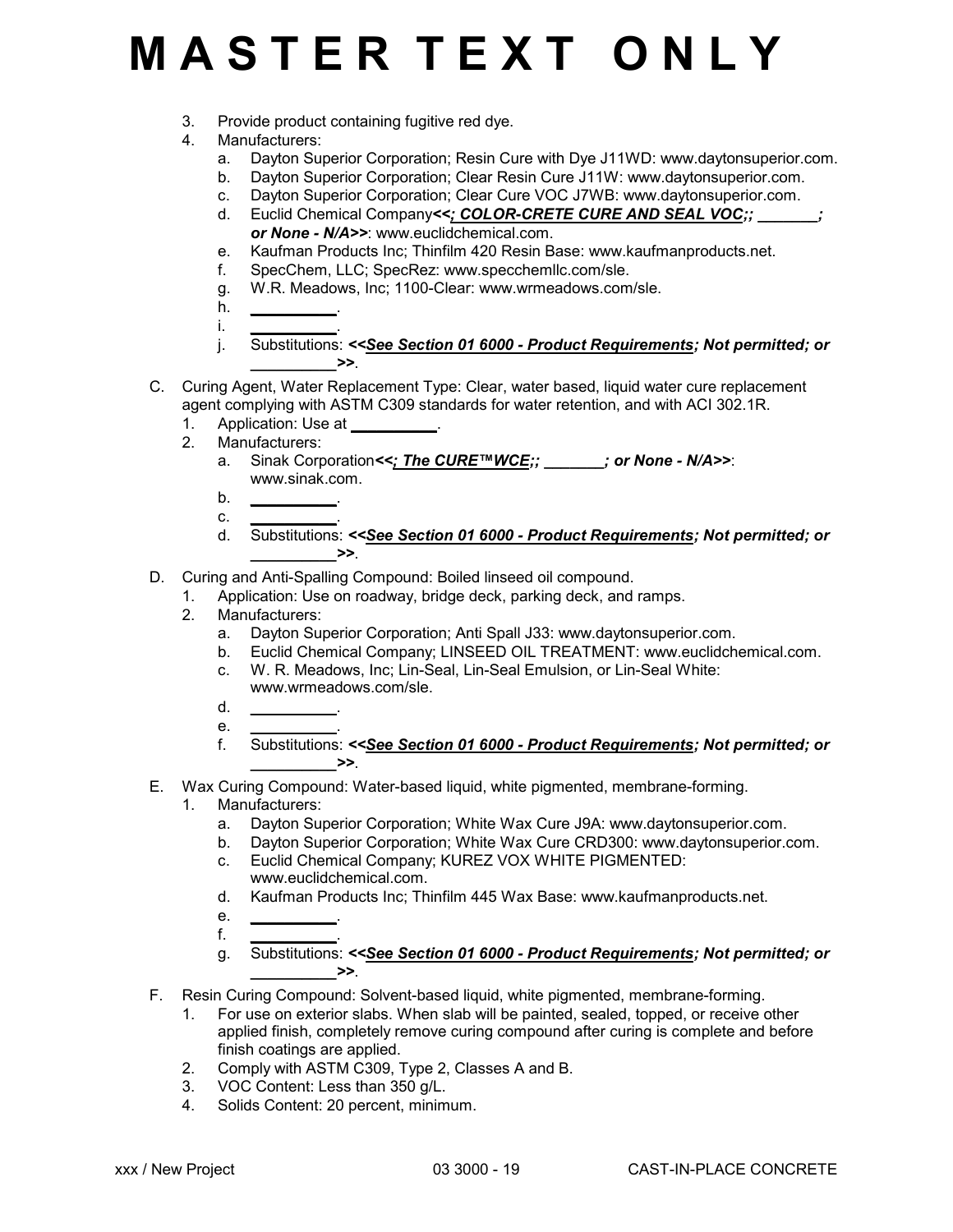# M A S T E R T E X T O N L Y

3. Provide product containing fugitive red dye.
4. Manufacturers:
   a. Dayton Superior Corporation; Resin Cure with Dye J11WD: www.daytonsuperior.com.
   b. Dayton Superior Corporation; Clear Resin Cure J11W: www.daytonsuperior.com.
   c. Dayton Superior Corporation; Clear Cure VOC J7WB: www.daytonsuperior.com.
   d. Euclid Chemical Company***<<; COLOR-CRETE CURE AND SEAL VOC;; _______; or None - N/A>>***: www.euclidchemical.com.
   e. Kaufman Products Inc; Thinfilm 420 Resin Base: www.kaufmanproducts.net.
   f. SpecChem, LLC; SpecRez: www.specchemllc.com/sle.
   g. W.R. Meadows, Inc; 1100-Clear: www.wrmeadows.com/sle.
   h. __________.
   i. __________.
   j. Substitutions: ***<<See Section 01 6000 - Product Requirements; Not permitted; or __________>>***.

C. Curing Agent, Water Replacement Type: Clear, water based, liquid water cure replacement agent complying with ASTM C309 standards for water retention, and with ACI 302.1R.
   1. Application: Use at __________.
   2. Manufacturers:
      a. Sinak Corporation***<<; The CURE™WCE;; _______; or None - N/A>>***: www.sinak.com.
      b. __________.
      c. __________.
      d. Substitutions: ***<<See Section 01 6000 - Product Requirements; Not permitted; or __________>>***.

D. Curing and Anti-Spalling Compound: Boiled linseed oil compound.
   1. Application: Use on roadway, bridge deck, parking deck, and ramps.
   2. Manufacturers:
      a. Dayton Superior Corporation; Anti Spall J33: www.daytonsuperior.com.
      b. Euclid Chemical Company; LINSEED OIL TREATMENT: www.euclidchemical.com.
      c. W. R. Meadows, Inc; Lin-Seal, Lin-Seal Emulsion, or Lin-Seal White: www.wrmeadows.com/sle.
      d. __________.
      e. __________.
      f. Substitutions: ***<<See Section 01 6000 - Product Requirements; Not permitted; or __________>>***.

E. Wax Curing Compound: Water-based liquid, white pigmented, membrane-forming.
   1. Manufacturers:
      a. Dayton Superior Corporation; White Wax Cure J9A: www.daytonsuperior.com.
      b. Dayton Superior Corporation; White Wax Cure CRD300: www.daytonsuperior.com.
      c. Euclid Chemical Company; KUREZ VOX WHITE PIGMENTED: www.euclidchemical.com.
      d. Kaufman Products Inc; Thinfilm 445 Wax Base: www.kaufmanproducts.net.
      e. __________.
      f. __________.
      g. Substitutions: ***<<See Section 01 6000 - Product Requirements; Not permitted; or __________>>***.

F. Resin Curing Compound: Solvent-based liquid, white pigmented, membrane-forming.
   1. For use on exterior slabs. When slab will be painted, sealed, topped, or receive other applied finish, completely remove curing compound after curing is complete and before finish coatings are applied.
   2. Comply with ASTM C309, Type 2, Classes A and B.
   3. VOC Content: Less than 350 g/L.
   4. Solids Content: 20 percent, minimum.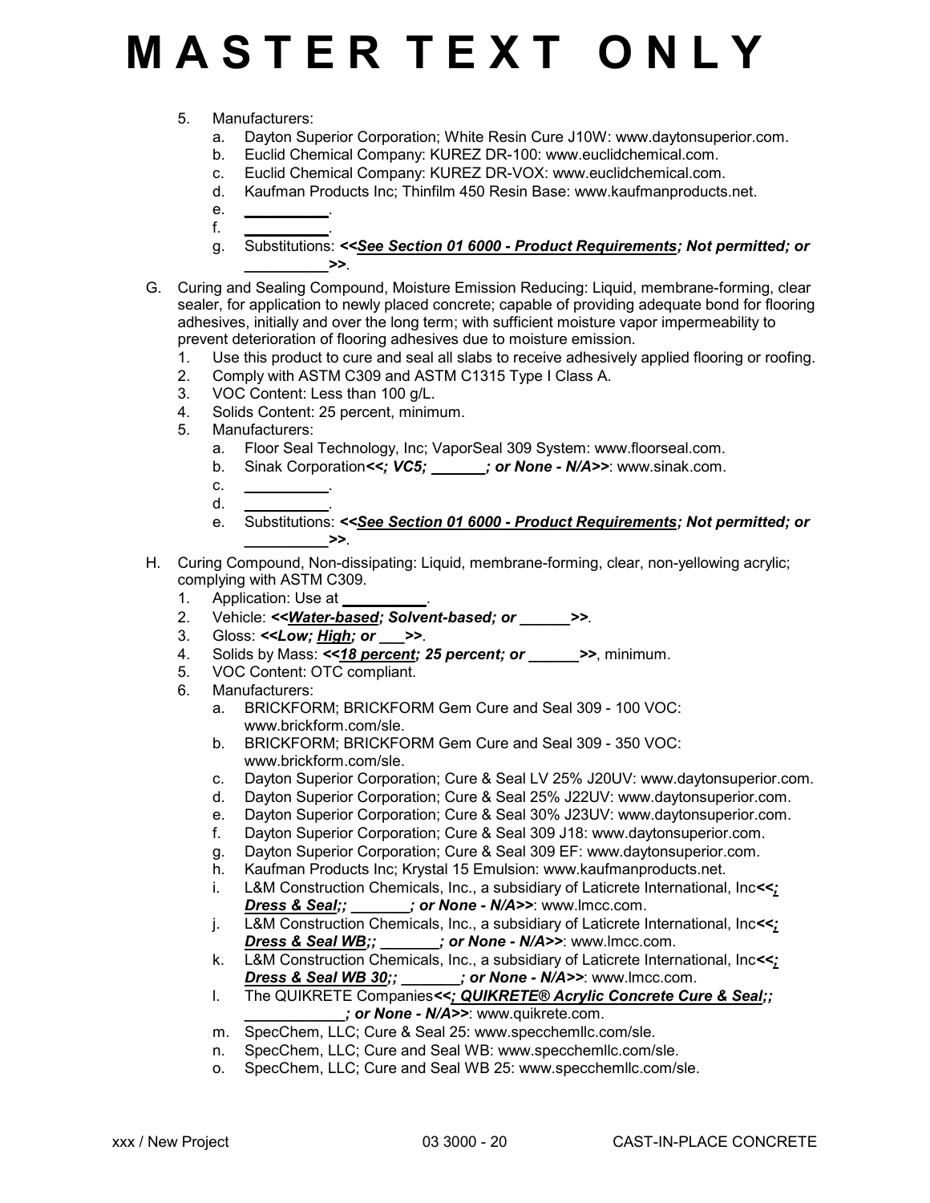# M A S T E R T E X T O N L Y

5. Manufacturers:
   a. Dayton Superior Corporation; White Resin Cure J10W: www.daytonsuperior.com.
   b. Euclid Chemical Company: KUREZ DR-100: www.euclidchemical.com.
   c. Euclid Chemical Company: KUREZ DR-VOX: www.euclidchemical.com.
   d. Kaufman Products Inc; Thinfilm 450 Resin Base: www.kaufmanproducts.net.
   e. __________.
   f. __________.
   g. Substitutions: ***<<See Section 01 6000 - Product Requirements; Not permitted; or __________>>***.

G. Curing and Sealing Compound, Moisture Emission Reducing: Liquid, membrane-forming, clear sealer, for application to newly placed concrete; capable of providing adequate bond for flooring adhesives, initially and over the long term; with sufficient moisture vapor impermeability to prevent deterioration of flooring adhesives due to moisture emission.
   1. Use this product to cure and seal all slabs to receive adhesively applied flooring or roofing.
   2. Comply with ASTM C309 and ASTM C1315 Type I Class A.
   3. VOC Content: Less than 100 g/L.
   4. Solids Content: 25 percent, minimum.
   5. Manufacturers:
      a. Floor Seal Technology, Inc; VaporSeal 309 System: www.floorseal.com.
      b. Sinak Corporation***<<; VC5; _______; or None - N/A>>***: www.sinak.com.
      c. __________.
      d. __________.
      e. Substitutions: ***<<See Section 01 6000 - Product Requirements; Not permitted; or __________>>***.

H. Curing Compound, Non-dissipating: Liquid, membrane-forming, clear, non-yellowing acrylic; complying with ASTM C309.
   1. Application: Use at __________.
   2. Vehicle: ***<<Water-based; Solvent-based; or ______>>***.
   3. Gloss: ***<<Low; High; or ___>>***.
   4. Solids by Mass: ***<<18 percent; 25 percent; or ______>>***, minimum.
   5. VOC Content: OTC compliant.
   6. Manufacturers:
      a. BRICKFORM; BRICKFORM Gem Cure and Seal 309 - 100 VOC: www.brickform.com/sle.
      b. BRICKFORM; BRICKFORM Gem Cure and Seal 309 - 350 VOC: www.brickform.com/sle.
      c. Dayton Superior Corporation; Cure & Seal LV 25% J20UV: www.daytonsuperior.com.
      d. Dayton Superior Corporation; Cure & Seal 25% J22UV: www.daytonsuperior.com.
      e. Dayton Superior Corporation; Cure & Seal 30% J23UV: www.daytonsuperior.com.
      f. Dayton Superior Corporation; Cure & Seal 309 J18: www.daytonsuperior.com.
      g. Dayton Superior Corporation; Cure & Seal 309 EF: www.daytonsuperior.com.
      h. Kaufman Products Inc; Krystal 15 Emulsion: www.kaufmanproducts.net.
      i. L&M Construction Chemicals, Inc., a subsidiary of Laticrete International, Inc***<<; Dress & Seal;; _______; or None - N/A>>***: www.lmcc.com.
      j. L&M Construction Chemicals, Inc., a subsidiary of Laticrete International, Inc***<<; Dress & Seal WB;; _______; or None - N/A>>***: www.lmcc.com.
      k. L&M Construction Chemicals, Inc., a subsidiary of Laticrete International, Inc***<<; Dress & Seal WB 30;; _______; or None - N/A>>***: www.lmcc.com.
      l. The QUIKRETE Companies***<<; QUIKRETE® Acrylic Concrete Cure & Seal;; ___________; or None - N/A>>***: www.quikrete.com.
      m. SpecChem, LLC; Cure & Seal 25: www.specchemllc.com/sle.
      n. SpecChem, LLC; Cure and Seal WB: www.specchemllc.com/sle.
      o. SpecChem, LLC; Cure and Seal WB 25: www.specchemllc.com/sle.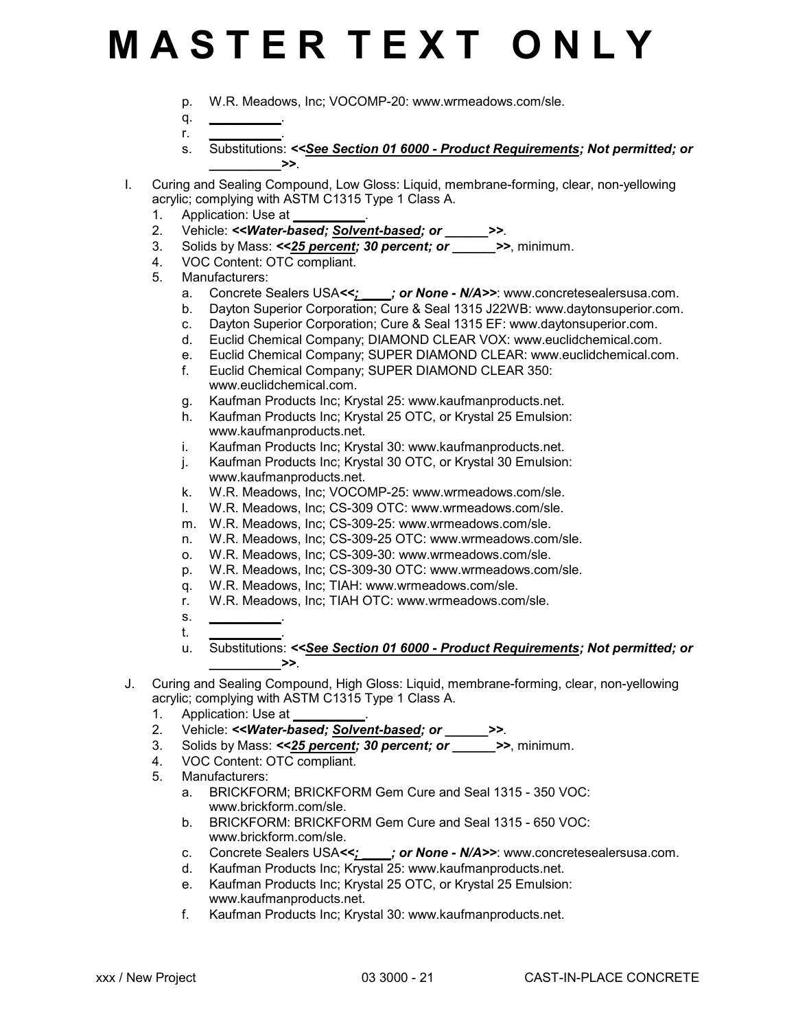# M A S T E R T E X T O N L Y

p. W.R. Meadows, Inc; VOCOMP-20: www.wrmeadows.com/sle.
q. __________.
r. __________.
s. Substitutions: ***<<See Section 01 6000 - Product Requirements; Not permitted; or __________>>***.

I. Curing and Sealing Compound, Low Gloss: Liquid, membrane-forming, clear, non-yellowing acrylic; complying with ASTM C1315 Type 1 Class A.

1. Application: Use at __________.
2. Vehicle: ***<<Water-based; Solvent-based; or ______>>***.
3. Solids by Mass: ***<<25 percent; 30 percent; or ______>>***, minimum.
4. VOC Content: OTC compliant.
5. Manufacturers:
   a. Concrete Sealers USA***<<; ____; or None - N/A>>***: www.concretesealersusa.com.
   b. Dayton Superior Corporation; Cure & Seal 1315 J22WB: www.daytonsuperior.com.
   c. Dayton Superior Corporation; Cure & Seal 1315 EF: www.daytonsuperior.com.
   d. Euclid Chemical Company; DIAMOND CLEAR VOX: www.euclidchemical.com.
   e. Euclid Chemical Company; SUPER DIAMOND CLEAR: www.euclidchemical.com.
   f. Euclid Chemical Company; SUPER DIAMOND CLEAR 350: www.euclidchemical.com.
   g. Kaufman Products Inc; Krystal 25: www.kaufmanproducts.net.
   h. Kaufman Products Inc; Krystal 25 OTC, or Krystal 25 Emulsion: www.kaufmanproducts.net.
   i. Kaufman Products Inc; Krystal 30: www.kaufmanproducts.net.
   j. Kaufman Products Inc; Krystal 30 OTC, or Krystal 30 Emulsion: www.kaufmanproducts.net.
   k. W.R. Meadows, Inc; VOCOMP-25: www.wrmeadows.com/sle.
   l. W.R. Meadows, Inc; CS-309 OTC: www.wrmeadows.com/sle.
   m. W.R. Meadows, Inc; CS-309-25: www.wrmeadows.com/sle.
   n. W.R. Meadows, Inc; CS-309-25 OTC: www.wrmeadows.com/sle.
   o. W.R. Meadows, Inc; CS-309-30: www.wrmeadows.com/sle.
   p. W.R. Meadows, Inc; CS-309-30 OTC: www.wrmeadows.com/sle.
   q. W.R. Meadows, Inc; TIAH: www.wrmeadows.com/sle.
   r. W.R. Meadows, Inc; TIAH OTC: www.wrmeadows.com/sle.
   s. __________.
   t. __________.
   u. Substitutions: ***<<See Section 01 6000 - Product Requirements; Not permitted; or __________>>***.

J. Curing and Sealing Compound, High Gloss: Liquid, membrane-forming, clear, non-yellowing acrylic; complying with ASTM C1315 Type 1 Class A.

1. Application: Use at __________.
2. Vehicle: ***<<Water-based; Solvent-based; or ______>>***.
3. Solids by Mass: ***<<25 percent; 30 percent; or ______>>***, minimum.
4. VOC Content: OTC compliant.
5. Manufacturers:
   a. BRICKFORM; BRICKFORM Gem Cure and Seal 1315 - 350 VOC: www.brickform.com/sle.
   b. BRICKFORM: BRICKFORM Gem Cure and Seal 1315 - 650 VOC: www.brickform.com/sle.
   c. Concrete Sealers USA***<<; ____; or None - N/A>>***: www.concretesealersusa.com.
   d. Kaufman Products Inc; Krystal 25: www.kaufmanproducts.net.
   e. Kaufman Products Inc; Krystal 25 OTC, or Krystal 25 Emulsion: www.kaufmanproducts.net.
   f. Kaufman Products Inc; Krystal 30: www.kaufmanproducts.net.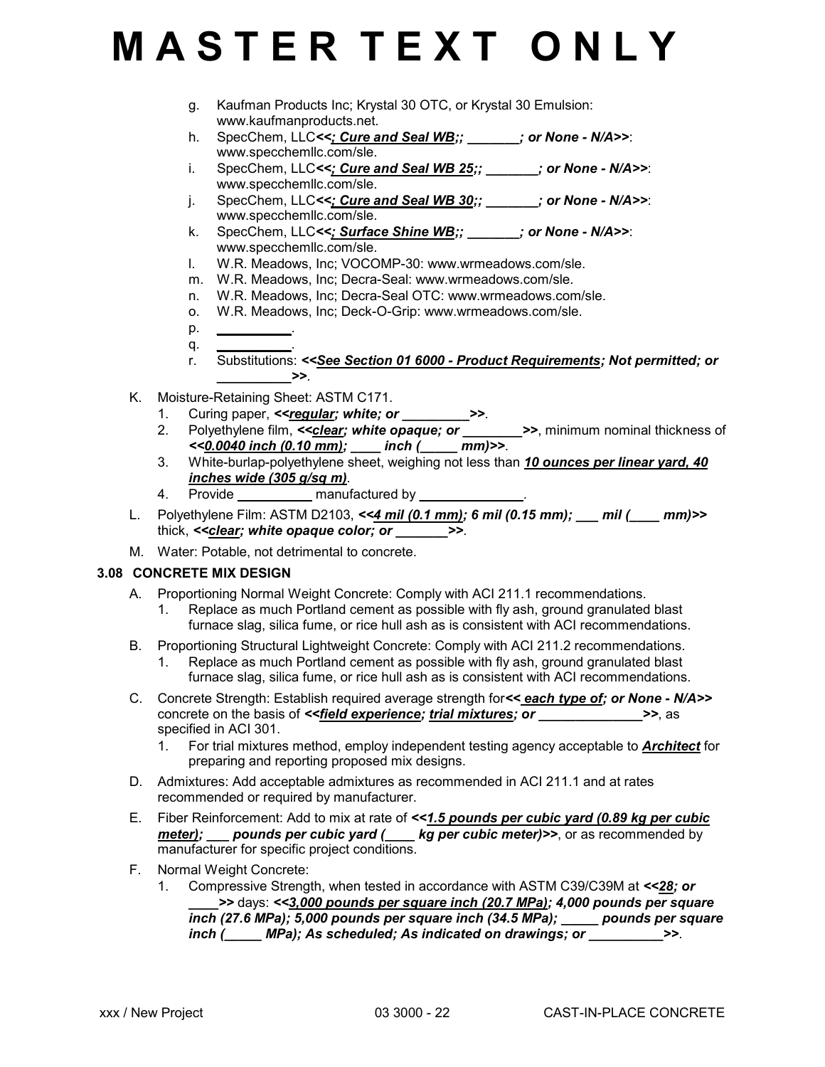# MASTER TEXT ONLY

g. Kaufman Products Inc; Krystal 30 OTC, or Krystal 30 Emulsion: www.kaufmanproducts.net.
h. SpecChem, LLC***<<; Cure and Seal WB;; _______; or None - N/A>>***: www.specchemllc.com/sle.
i. SpecChem, LLC***<<; Cure and Seal WB 25;; _______; or None - N/A>>***: www.specchemllc.com/sle.
j. SpecChem, LLC***<<; Cure and Seal WB 30;; _______; or None - N/A>>***: www.specchemllc.com/sle.
k. SpecChem, LLC***<<; Surface Shine WB;; _______; or None - N/A>>***: www.specchemllc.com/sle.
l. W.R. Meadows, Inc; VOCOMP-30: www.wrmeadows.com/sle.
m. W.R. Meadows, Inc; Decra-Seal: www.wrmeadows.com/sle.
n. W.R. Meadows, Inc; Decra-Seal OTC: www.wrmeadows.com/sle.
o. W.R. Meadows, Inc; Deck-O-Grip: www.wrmeadows.com/sle.
p. __________.
q. __________.
r. Substitutions: ***<<See Section 01 6000 - Product Requirements; Not permitted; or __________>>***.

K. Moisture-Retaining Sheet: ASTM C171.
1. Curing paper, ***<<regular; white; or _________>>***.
2. Polyethylene film, ***<<clear; white opaque; or ________>>***, minimum nominal thickness of ***<<0.0040 inch (0.10 mm); ____ inch (_____ mm)>>***.
3. White-burlap-polyethylene sheet, weighing not less than ***10 ounces per linear yard, 40 inches wide (305 g/sq m)***.
4. Provide __________ manufactured by ______________.

L. Polyethylene Film: ASTM D2103, ***<<4 mil (0.1 mm); 6 mil (0.15 mm); ___ mil (____ mm)>>*** thick, ***<<clear; white opaque color; or _______>>***.

M. Water: Potable, not detrimental to concrete.

### 3.08 CONCRETE MIX DESIGN

A. Proportioning Normal Weight Concrete: Comply with ACI 211.1 recommendations.
1. Replace as much Portland cement as possible with fly ash, ground granulated blast furnace slag, silica fume, or rice hull ash as is consistent with ACI recommendations.

B. Proportioning Structural Lightweight Concrete: Comply with ACI 211.2 recommendations.
1. Replace as much Portland cement as possible with fly ash, ground granulated blast furnace slag, silica fume, or rice hull ash as is consistent with ACI recommendations.

C. Concrete Strength: Establish required average strength for***<< each type of; or None - N/A>>*** concrete on the basis of ***<<field experience; trial mixtures; or ______________>>***, as specified in ACI 301.
1. For trial mixtures method, employ independent testing agency acceptable to ***Architect*** for preparing and reporting proposed mix designs.

D. Admixtures: Add acceptable admixtures as recommended in ACI 211.1 and at rates recommended or required by manufacturer.

E. Fiber Reinforcement: Add to mix at rate of ***<<1.5 pounds per cubic yard (0.89 kg per cubic meter); ___ pounds per cubic yard (____ kg per cubic meter)>>***, or as recommended by manufacturer for specific project conditions.

F. Normal Weight Concrete:
1. Compressive Strength, when tested in accordance with ASTM C39/C39M at ***<<28; or ____>>*** days: ***<<3,000 pounds per square inch (20.7 MPa); 4,000 pounds per square inch (27.6 MPa); 5,000 pounds per square inch (34.5 MPa); _____ pounds per square inch (_____ MPa); As scheduled; As indicated on drawings; or __________>>***.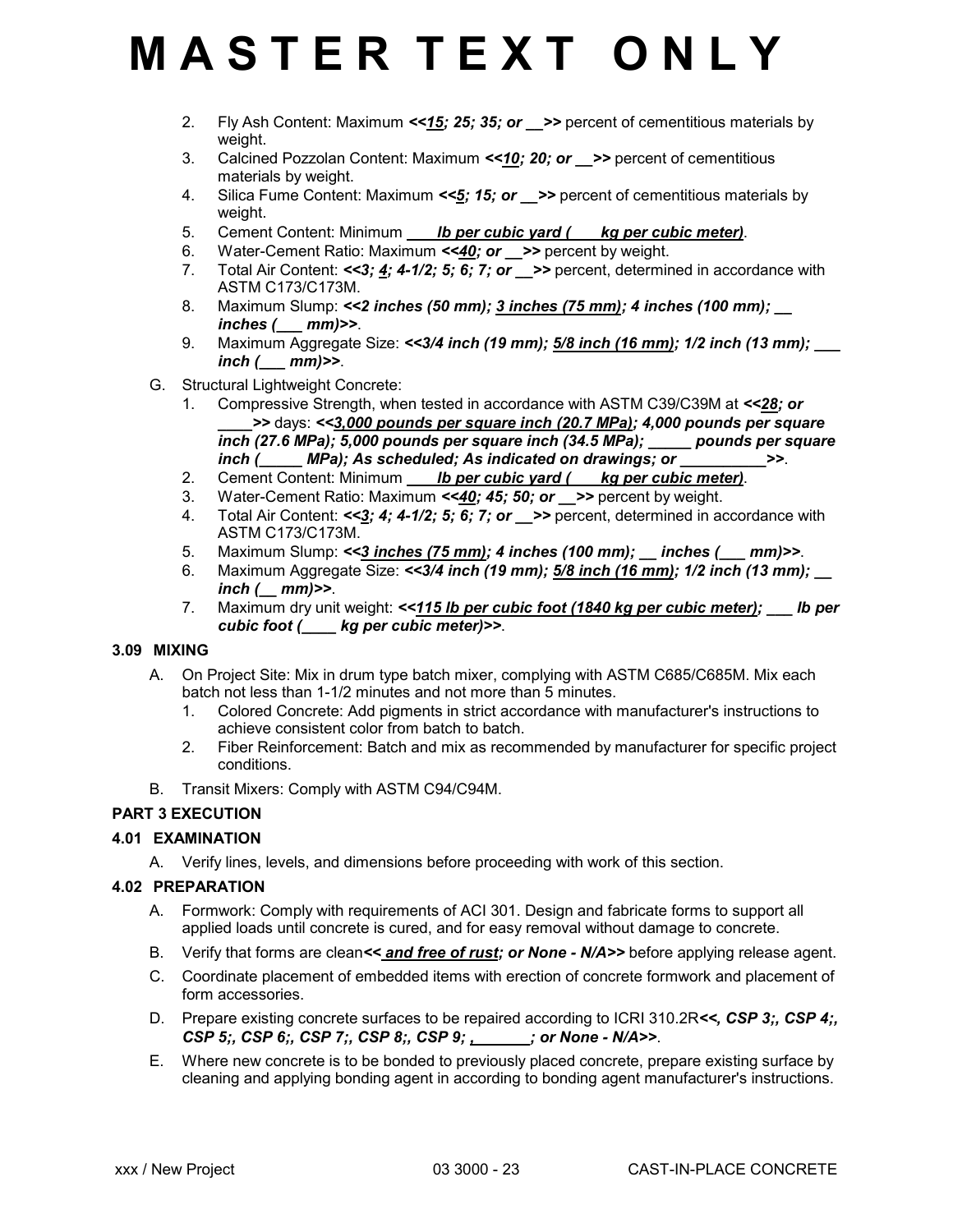# MASTER TEXT ONLY

2. Fly Ash Content: Maximum ***<<15; 25; 35; or __>>*** percent of cementitious materials by weight.
3. Calcined Pozzolan Content: Maximum ***<<10; 20; or __>>*** percent of cementitious materials by weight.
4. Silica Fume Content: Maximum ***<<5; 15; or __>>*** percent of cementitious materials by weight.
5. Cement Content: Minimum ***____ lb per cubic yard (____ kg per cubic meter)***.
6. Water-Cement Ratio: Maximum ***<<40; or __>>*** percent by weight.
7. Total Air Content: ***<<3; 4; 4-1/2; 5; 6; 7; or __>>*** percent, determined in accordance with ASTM C173/C173M.
8. Maximum Slump: ***<<2 inches (50 mm); 3 inches (75 mm); 4 inches (100 mm); __ inches (___ mm)>>***.
9. Maximum Aggregate Size: ***<<3/4 inch (19 mm); 5/8 inch (16 mm); 1/2 inch (13 mm); ___ inch (___ mm)>>***.

G. Structural Lightweight Concrete:
   1. Compressive Strength, when tested in accordance with ASTM C39/C39M at ***<<28; or ____>>*** days: ***<<3,000 pounds per square inch (20.7 MPa); 4,000 pounds per square inch (27.6 MPa); 5,000 pounds per square inch (34.5 MPa); _____ pounds per square inch (_____ MPa); As scheduled; As indicated on drawings; or __________>>***.
   2. Cement Content: Minimum ***____ lb per cubic yard (____ kg per cubic meter)***.
   3. Water-Cement Ratio: Maximum ***<<40; 45; 50; or __>>*** percent by weight.
   4. Total Air Content: ***<<3; 4; 4-1/2; 5; 6; 7; or __>>*** percent, determined in accordance with ASTM C173/C173M.
   5. Maximum Slump: ***<<3 inches (75 mm); 4 inches (100 mm); __ inches (___ mm)>>***.
   6. Maximum Aggregate Size: ***<<3/4 inch (19 mm); 5/8 inch (16 mm); 1/2 inch (13 mm); __ inch (__ mm)>>***.
   7. Maximum dry unit weight: ***<<115 lb per cubic foot (1840 kg per cubic meter); ___ lb per cubic foot (____ kg per cubic meter)>>***.

### 3.09 MIXING

A. On Project Site: Mix in drum type batch mixer, complying with ASTM C685/C685M. Mix each batch not less than 1-1/2 minutes and not more than 5 minutes.
   1. Colored Concrete: Add pigments in strict accordance with manufacturer's instructions to achieve consistent color from batch to batch.
   2. Fiber Reinforcement: Batch and mix as recommended by manufacturer for specific project conditions.

B. Transit Mixers: Comply with ASTM C94/C94M.

## PART 3 EXECUTION

### 4.01 EXAMINATION

A. Verify lines, levels, and dimensions before proceeding with work of this section.

### 4.02 PREPARATION

A. Formwork: Comply with requirements of ACI 301. Design and fabricate forms to support all applied loads until concrete is cured, and for easy removal without damage to concrete.

B. Verify that forms are clean***<< and free of rust; or None - N/A>>*** before applying release agent.

C. Coordinate placement of embedded items with erection of concrete formwork and placement of form accessories.

D. Prepare existing concrete surfaces to be repaired according to ICRI 310.2R***<<, CSP 3;, CSP 4;, CSP 5;, CSP 6;, CSP 7;, CSP 8;, CSP 9; ,_______; or None - N/A>>***.

E. Where new concrete is to be bonded to previously placed concrete, prepare existing surface by cleaning and applying bonding agent in according to bonding agent manufacturer's instructions.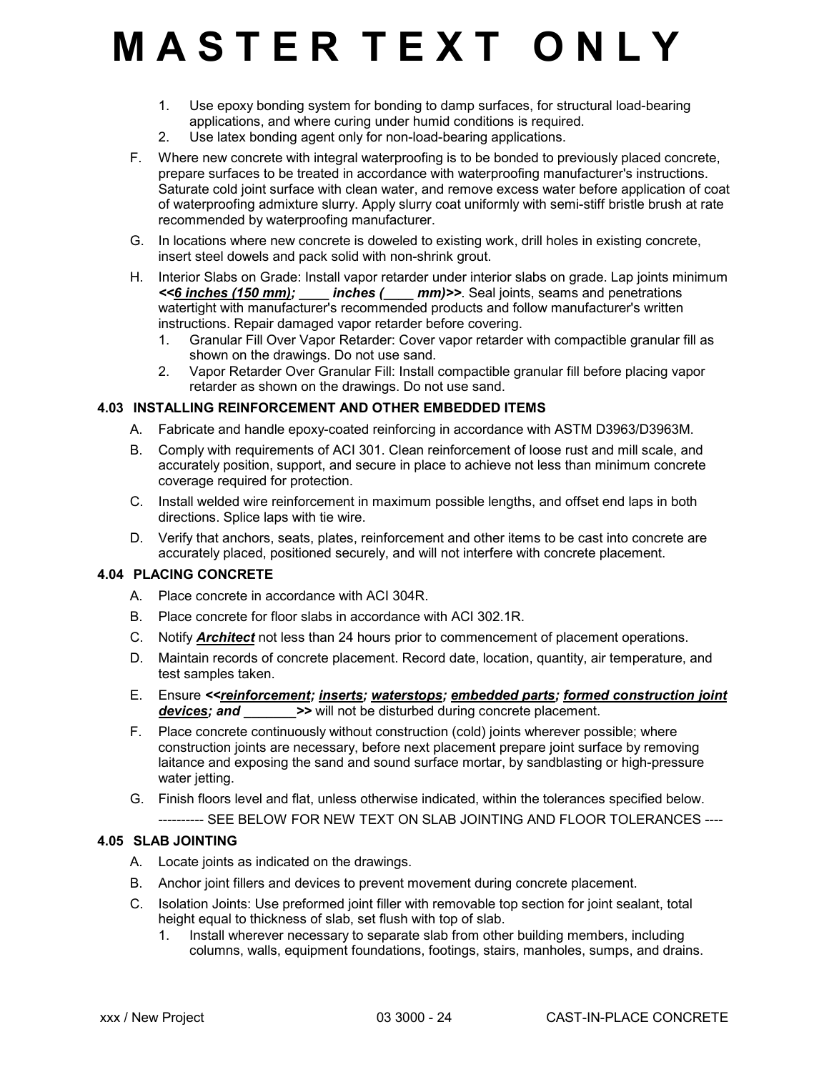# MASTER TEXT ONLY

1. Use epoxy bonding system for bonding to damp surfaces, for structural load-bearing applications, and where curing under humid conditions is required.
2. Use latex bonding agent only for non-load-bearing applications.

F. Where new concrete with integral waterproofing is to be bonded to previously placed concrete, prepare surfaces to be treated in accordance with waterproofing manufacturer's instructions. Saturate cold joint surface with clean water, and remove excess water before application of coat of waterproofing admixture slurry. Apply slurry coat uniformly with semi-stiff bristle brush at rate recommended by waterproofing manufacturer.

G. In locations where new concrete is doweled to existing work, drill holes in existing concrete, insert steel dowels and pack solid with non-shrink grout.

H. Interior Slabs on Grade: Install vapor retarder under interior slabs on grade. Lap joints minimum ***<<6 inches (150 mm); ____ inches (____ mm)>>***. Seal joints, seams and penetrations watertight with manufacturer's recommended products and follow manufacturer's written instructions. Repair damaged vapor retarder before covering.

1. Granular Fill Over Vapor Retarder: Cover vapor retarder with compactible granular fill as shown on the drawings. Do not use sand.
2. Vapor Retarder Over Granular Fill: Install compactible granular fill before placing vapor retarder as shown on the drawings. Do not use sand.

### 4.03 INSTALLING REINFORCEMENT AND OTHER EMBEDDED ITEMS

A. Fabricate and handle epoxy-coated reinforcing in accordance with ASTM D3963/D3963M.

B. Comply with requirements of ACI 301. Clean reinforcement of loose rust and mill scale, and accurately position, support, and secure in place to achieve not less than minimum concrete coverage required for protection.

C. Install welded wire reinforcement in maximum possible lengths, and offset end laps in both directions. Splice laps with tie wire.

D. Verify that anchors, seats, plates, reinforcement and other items to be cast into concrete are accurately placed, positioned securely, and will not interfere with concrete placement.

### 4.04 PLACING CONCRETE

A. Place concrete in accordance with ACI 304R.

B. Place concrete for floor slabs in accordance with ACI 302.1R.

C. Notify ***Architect*** not less than 24 hours prior to commencement of placement operations.

D. Maintain records of concrete placement. Record date, location, quantity, air temperature, and test samples taken.

E. Ensure ***<<reinforcement; inserts; waterstops; embedded parts; formed construction joint devices; and _______>>*** will not be disturbed during concrete placement.

F. Place concrete continuously without construction (cold) joints wherever possible; where construction joints are necessary, before next placement prepare joint surface by removing laitance and exposing the sand and sound surface mortar, by sandblasting or high-pressure water jetting.

G. Finish floors level and flat, unless otherwise indicated, within the tolerances specified below.

---------- SEE BELOW FOR NEW TEXT ON SLAB JOINTING AND FLOOR TOLERANCES ----

### 4.05 SLAB JOINTING

A. Locate joints as indicated on the drawings.

B. Anchor joint fillers and devices to prevent movement during concrete placement.

C. Isolation Joints: Use preformed joint filler with removable top section for joint sealant, total height equal to thickness of slab, set flush with top of slab.

1. Install wherever necessary to separate slab from other building members, including columns, walls, equipment foundations, footings, stairs, manholes, sumps, and drains.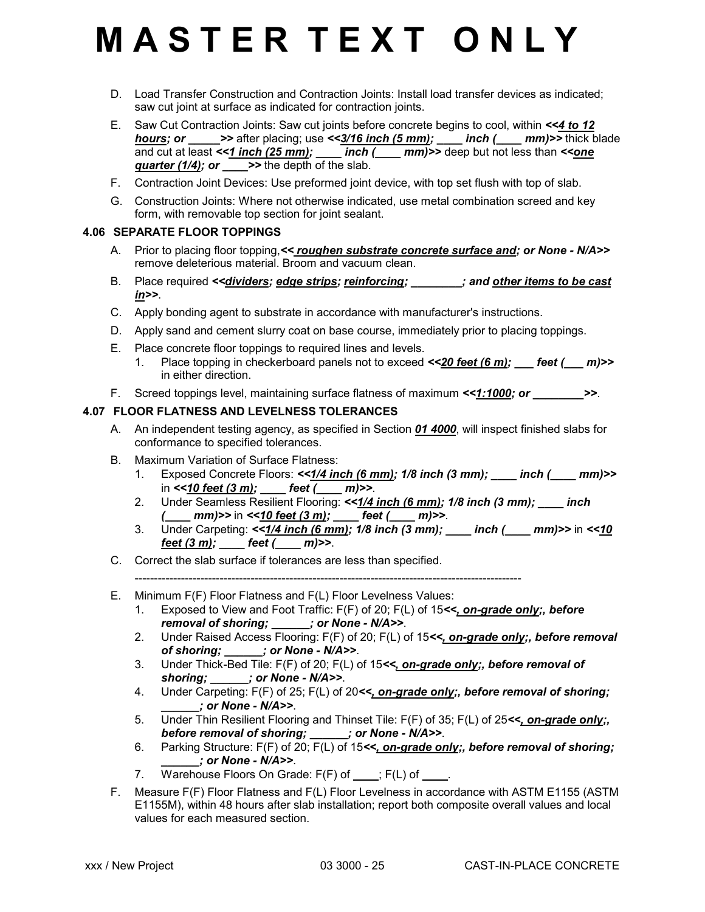# M A S T E R T E X T O N L Y

D. Load Transfer Construction and Contraction Joints: Install load transfer devices as indicated; saw cut joint at surface as indicated for contraction joints.

E. Saw Cut Contraction Joints: Saw cut joints before concrete begins to cool, within ***<<4 to 12 hours; or _____>>*** after placing; use ***<<3/16 inch (5 mm); ____ inch (____ mm)>>*** thick blade and cut at least ***<<1 inch (25 mm); ____ inch (____ mm)>>*** deep but not less than ***<<one quarter (1/4); or ____>>*** the depth of the slab.

F. Contraction Joint Devices: Use preformed joint device, with top set flush with top of slab.

G. Construction Joints: Where not otherwise indicated, use metal combination screed and key form, with removable top section for joint sealant.

### 4.06 SEPARATE FLOOR TOPPINGS

A. Prior to placing floor topping,***<< roughen substrate concrete surface and; or None - N/A>>*** remove deleterious material. Broom and vacuum clean.

B. Place required ***<<dividers; edge strips; reinforcing; ________; and other items to be cast in>>***.

C. Apply bonding agent to substrate in accordance with manufacturer's instructions.

D. Apply sand and cement slurry coat on base course, immediately prior to placing toppings.

E. Place concrete floor toppings to required lines and levels.
   1. Place topping in checkerboard panels not to exceed ***<<20 feet (6 m); ___ feet (___ m)>>*** in either direction.

F. Screed toppings level, maintaining surface flatness of maximum ***<<1:1000; or ________>>***.

### 4.07 FLOOR FLATNESS AND LEVELNESS TOLERANCES

A. An independent testing agency, as specified in Section ***01 4000***, will inspect finished slabs for conformance to specified tolerances.

B. Maximum Variation of Surface Flatness:
   1. Exposed Concrete Floors: ***<<1/4 inch (6 mm); 1/8 inch (3 mm); ____ inch (____ mm)>>*** in ***<<10 feet (3 m); ____ feet (____ m)>>***.
   2. Under Seamless Resilient Flooring: ***<<1/4 inch (6 mm); 1/8 inch (3 mm); ____ inch (____ mm)>>*** in ***<<10 feet (3 m); ____ feet (____ m)>>***.
   3. Under Carpeting: ***<<1/4 inch (6 mm); 1/8 inch (3 mm); ____ inch (____ mm)>>*** in ***<<10 feet (3 m); ____ feet (____ m)>>***.

C. Correct the slab surface if tolerances are less than specified.

----------------------------------------------------------------------------------------------------

E. Minimum F(F) Floor Flatness and F(L) Floor Levelness Values:
   1. Exposed to View and Foot Traffic: F(F) of 20; F(L) of 15***<<, on-grade only;, before removal of shoring; ______; or None - N/A>>***.
   2. Under Raised Access Flooring: F(F) of 20; F(L) of 15***<<, on-grade only;, before removal of shoring; ______; or None - N/A>>***.
   3. Under Thick-Bed Tile: F(F) of 20; F(L) of 15***<<, on-grade only;, before removal of shoring; ______; or None - N/A>>***.
   4. Under Carpeting: F(F) of 25; F(L) of 20***<<, on-grade only;, before removal of shoring; ______; or None - N/A>>***.
   5. Under Thin Resilient Flooring and Thinset Tile: F(F) of 35; F(L) of 25***<<, on-grade only;, before removal of shoring; ______; or None - N/A>>***.
   6. Parking Structure: F(F) of 20; F(L) of 15***<<, on-grade only;, before removal of shoring; ______; or None - N/A>>***.
   7. Warehouse Floors On Grade: F(F) of ____; F(L) of ____.

F. Measure F(F) Floor Flatness and F(L) Floor Levelness in accordance with ASTM E1155 (ASTM E1155M), within 48 hours after slab installation; report both composite overall values and local values for each measured section.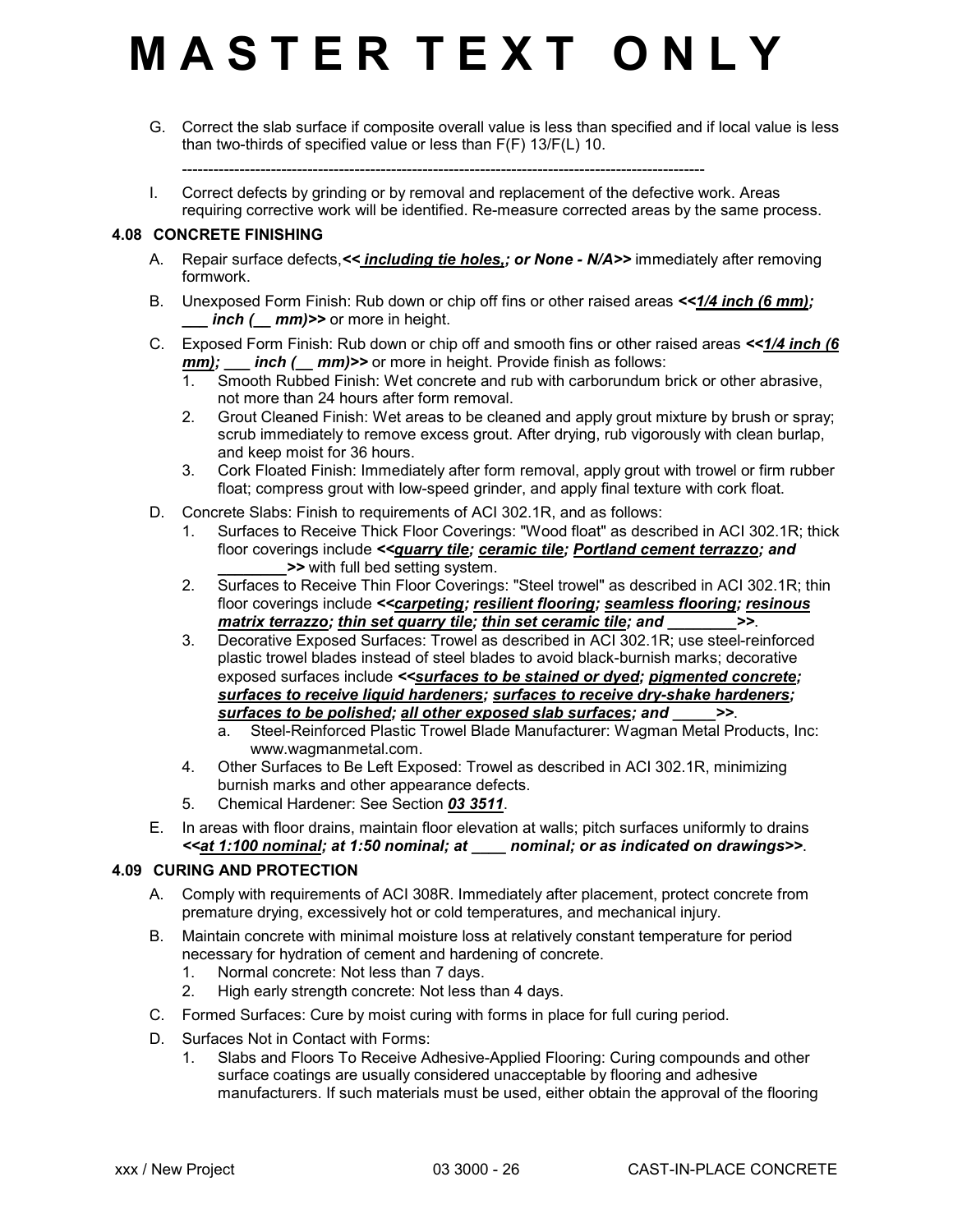# M A S T E R T E X T O N L Y

G. Correct the slab surface if composite overall value is less than specified and if local value is less than two-thirds of specified value or less than F(F) 13/F(L) 10.

----------------------------------------------------------------------------------------------------

I. Correct defects by grinding or by removal and replacement of the defective work. Areas requiring corrective work will be identified. Re-measure corrected areas by the same process.

### 4.08 CONCRETE FINISHING

A. Repair surface defects,***<< including tie holes,; or None - N/A>>*** immediately after removing formwork.

B. Unexposed Form Finish: Rub down or chip off fins or other raised areas ***<<1/4 inch (6 mm); ___ inch (__ mm)>>*** or more in height.

C. Exposed Form Finish: Rub down or chip off and smooth fins or other raised areas ***<<1/4 inch (6 mm); ___ inch (__ mm)>>*** or more in height. Provide finish as follows:
   1. Smooth Rubbed Finish: Wet concrete and rub with carborundum brick or other abrasive, not more than 24 hours after form removal.
   2. Grout Cleaned Finish: Wet areas to be cleaned and apply grout mixture by brush or spray; scrub immediately to remove excess grout. After drying, rub vigorously with clean burlap, and keep moist for 36 hours.
   3. Cork Floated Finish: Immediately after form removal, apply grout with trowel or firm rubber float; compress grout with low-speed grinder, and apply final texture with cork float.

D. Concrete Slabs: Finish to requirements of ACI 302.1R, and as follows:
   1. Surfaces to Receive Thick Floor Coverings: "Wood float" as described in ACI 302.1R; thick floor coverings include ***<<quarry tile; ceramic tile; Portland cement terrazzo; and ________>>*** with full bed setting system.
   2. Surfaces to Receive Thin Floor Coverings: "Steel trowel" as described in ACI 302.1R; thin floor coverings include ***<<carpeting; resilient flooring; seamless flooring; resinous matrix terrazzo; thin set quarry tile; thin set ceramic tile; and ________>>***.
   3. Decorative Exposed Surfaces: Trowel as described in ACI 302.1R; use steel-reinforced plastic trowel blades instead of steel blades to avoid black-burnish marks; decorative exposed surfaces include ***<<surfaces to be stained or dyed; pigmented concrete; surfaces to receive liquid hardeners; surfaces to receive dry-shake hardeners; surfaces to be polished; all other exposed slab surfaces; and _____>>***.
      a. Steel-Reinforced Plastic Trowel Blade Manufacturer: Wagman Metal Products, Inc: www.wagmanmetal.com.
   4. Other Surfaces to Be Left Exposed: Trowel as described in ACI 302.1R, minimizing burnish marks and other appearance defects.
   5. Chemical Hardener: See Section ***03 3511***.

E. In areas with floor drains, maintain floor elevation at walls; pitch surfaces uniformly to drains ***<<at 1:100 nominal; at 1:50 nominal; at ____ nominal; or as indicated on drawings>>***.

### 4.09 CURING AND PROTECTION

A. Comply with requirements of ACI 308R. Immediately after placement, protect concrete from premature drying, excessively hot or cold temperatures, and mechanical injury.

B. Maintain concrete with minimal moisture loss at relatively constant temperature for period necessary for hydration of cement and hardening of concrete.
   1. Normal concrete: Not less than 7 days.
   2. High early strength concrete: Not less than 4 days.

C. Formed Surfaces: Cure by moist curing with forms in place for full curing period.

D. Surfaces Not in Contact with Forms:
   1. Slabs and Floors To Receive Adhesive-Applied Flooring: Curing compounds and other surface coatings are usually considered unacceptable by flooring and adhesive manufacturers. If such materials must be used, either obtain the approval of the flooring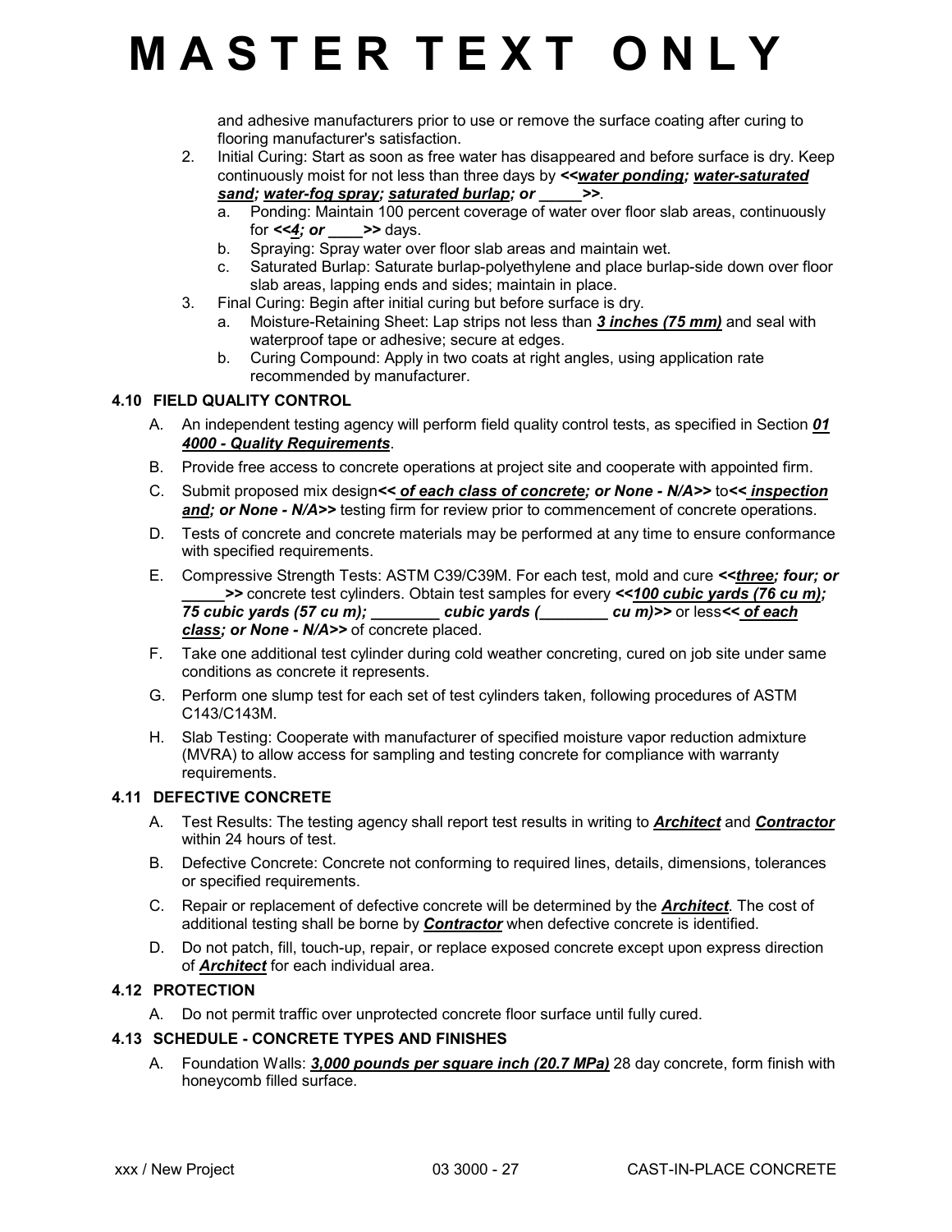# M A S T E R T E X T O N L Y

and adhesive manufacturers prior to use or remove the surface coating after curing to flooring manufacturer's satisfaction.

2. Initial Curing: Start as soon as free water has disappeared and before surface is dry. Keep continuously moist for not less than three days by ***<<water ponding; water-saturated sand; water-fog spray; saturated burlap; or _____>>***.
   a. Ponding: Maintain 100 percent coverage of water over floor slab areas, continuously for ***<<4; or ____>>*** days.
   b. Spraying: Spray water over floor slab areas and maintain wet.
   c. Saturated Burlap: Saturate burlap-polyethylene and place burlap-side down over floor slab areas, lapping ends and sides; maintain in place.
3. Final Curing: Begin after initial curing but before surface is dry.
   a. Moisture-Retaining Sheet: Lap strips not less than ***3 inches (75 mm)*** and seal with waterproof tape or adhesive; secure at edges.
   b. Curing Compound: Apply in two coats at right angles, using application rate recommended by manufacturer.

### 4.10 FIELD QUALITY CONTROL

A. An independent testing agency will perform field quality control tests, as specified in Section ***01 4000 - Quality Requirements***.

B. Provide free access to concrete operations at project site and cooperate with appointed firm.

C. Submit proposed mix design***<< of each class of concrete; or None - N/A>>*** to***<< inspection and; or None - N/A>>*** testing firm for review prior to commencement of concrete operations.

D. Tests of concrete and concrete materials may be performed at any time to ensure conformance with specified requirements.

E. Compressive Strength Tests: ASTM C39/C39M. For each test, mold and cure ***<<three; four; or _____>>*** concrete test cylinders. Obtain test samples for every ***<<100 cubic yards (76 cu m); 75 cubic yards (57 cu m); ________ cubic yards (________ cu m)>>*** or less***<< of each class; or None - N/A>>*** of concrete placed.

F. Take one additional test cylinder during cold weather concreting, cured on job site under same conditions as concrete it represents.

G. Perform one slump test for each set of test cylinders taken, following procedures of ASTM C143/C143M.

H. Slab Testing: Cooperate with manufacturer of specified moisture vapor reduction admixture (MVRA) to allow access for sampling and testing concrete for compliance with warranty requirements.

### 4.11 DEFECTIVE CONCRETE

A. Test Results: The testing agency shall report test results in writing to ***Architect*** and ***Contractor*** within 24 hours of test.

B. Defective Concrete: Concrete not conforming to required lines, details, dimensions, tolerances or specified requirements.

C. Repair or replacement of defective concrete will be determined by the ***Architect***. The cost of additional testing shall be borne by ***Contractor*** when defective concrete is identified.

D. Do not patch, fill, touch-up, repair, or replace exposed concrete except upon express direction of ***Architect*** for each individual area.

### 4.12 PROTECTION

A. Do not permit traffic over unprotected concrete floor surface until fully cured.

### 4.13 SCHEDULE - CONCRETE TYPES AND FINISHES

A. Foundation Walls: ***3,000 pounds per square inch (20.7 MPa)*** 28 day concrete, form finish with honeycomb filled surface.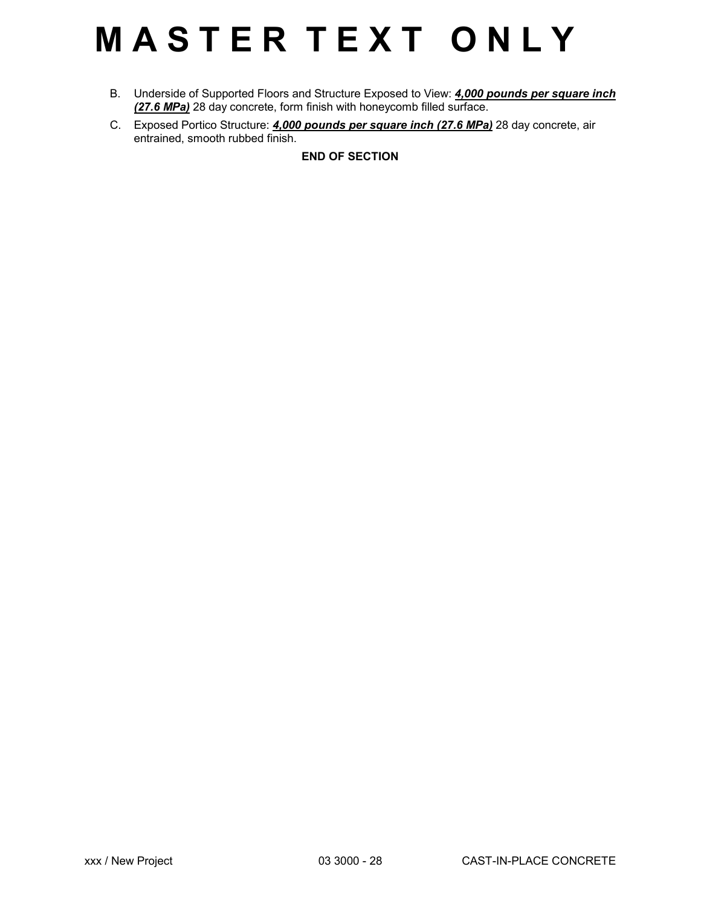# M A S T E R  T E X T  O N L Y

B. Underside of Supported Floors and Structure Exposed to View: ***4,000 pounds per square inch (27.6 MPa)*** 28 day concrete, form finish with honeycomb filled surface.

C. Exposed Portico Structure: ***4,000 pounds per square inch (27.6 MPa)*** 28 day concrete, air entrained, smooth rubbed finish.

**END OF SECTION**